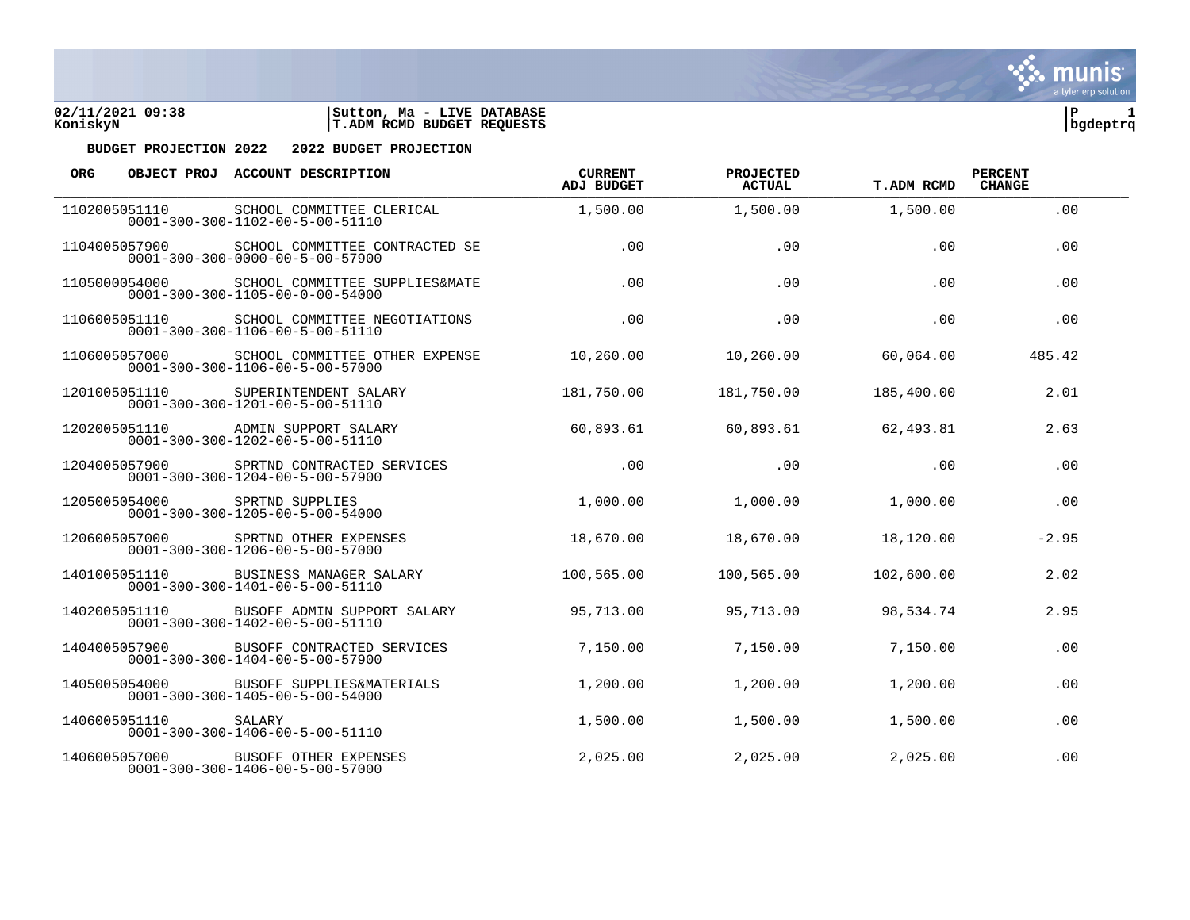02/11/2021 09:38 | Sutton, Ma - LIVE DATABASE
KoniskyN | T.ADM RCMD BUDGET REQUESTS

**BUDGET PROJECTION 2022    2022 BUDGET PROJECTION**

| ORG / OBJECT PROJ | ACCOUNT DESCRIPTION | CURRENT ADJ BUDGET | PROJECTED ACTUAL | T.ADM RCMD | PERCENT CHANGE |
|---|---|---|---|---|---|
| 1102005051110<br>0001-300-300-1102-00-5-00-51110 | SCHOOL COMMITTEE CLERICAL | 1,500.00 | 1,500.00 | 1,500.00 | .00 |
| 1104005057900<br>0001-300-300-0000-00-5-00-57900 | SCHOOL COMMITTEE CONTRACTED SE | .00 | .00 | .00 | .00 |
| 1105000054000<br>0001-300-300-1105-00-0-00-54000 | SCHOOL COMMITTEE SUPPLIES&MATE | .00 | .00 | .00 | .00 |
| 1106005051110<br>0001-300-300-1106-00-5-00-51110 | SCHOOL COMMITTEE NEGOTIATIONS | .00 | .00 | .00 | .00 |
| 1106005057000<br>0001-300-300-1106-00-5-00-57000 | SCHOOL COMMITTEE OTHER EXPENSE | 10,260.00 | 10,260.00 | 60,064.00 | 485.42 |
| 1201005051110<br>0001-300-300-1201-00-5-00-51110 | SUPERINTENDENT SALARY | 181,750.00 | 181,750.00 | 185,400.00 | 2.01 |
| 1202005051110<br>0001-300-300-1202-00-5-00-51110 | ADMIN SUPPORT SALARY | 60,893.61 | 60,893.61 | 62,493.81 | 2.63 |
| 1204005057900<br>0001-300-300-1204-00-5-00-57900 | SPRTND CONTRACTED SERVICES | .00 | .00 | .00 | .00 |
| 1205005054000<br>0001-300-300-1205-00-5-00-54000 | SPRTND SUPPLIES | 1,000.00 | 1,000.00 | 1,000.00 | .00 |
| 1206005057000<br>0001-300-300-1206-00-5-00-57000 | SPRTND OTHER EXPENSES | 18,670.00 | 18,670.00 | 18,120.00 | -2.95 |
| 1401005051110<br>0001-300-300-1401-00-5-00-51110 | BUSINESS MANAGER SALARY | 100,565.00 | 100,565.00 | 102,600.00 | 2.02 |
| 1402005051110<br>0001-300-300-1402-00-5-00-51110 | BUSOFF ADMIN SUPPORT SALARY | 95,713.00 | 95,713.00 | 98,534.74 | 2.95 |
| 1404005057900<br>0001-300-300-1404-00-5-00-57900 | BUSOFF CONTRACTED SERVICES | 7,150.00 | 7,150.00 | 7,150.00 | .00 |
| 1405005054000<br>0001-300-300-1405-00-5-00-54000 | BUSOFF SUPPLIES&MATERIALS | 1,200.00 | 1,200.00 | 1,200.00 | .00 |
| 1406005051110<br>0001-300-300-1406-00-5-00-51110 | SALARY | 1,500.00 | 1,500.00 | 1,500.00 | .00 |
| 1406005057000<br>0001-300-300-1406-00-5-00-57000 | BUSOFF OTHER EXPENSES | 2,025.00 | 2,025.00 | 2,025.00 | .00 |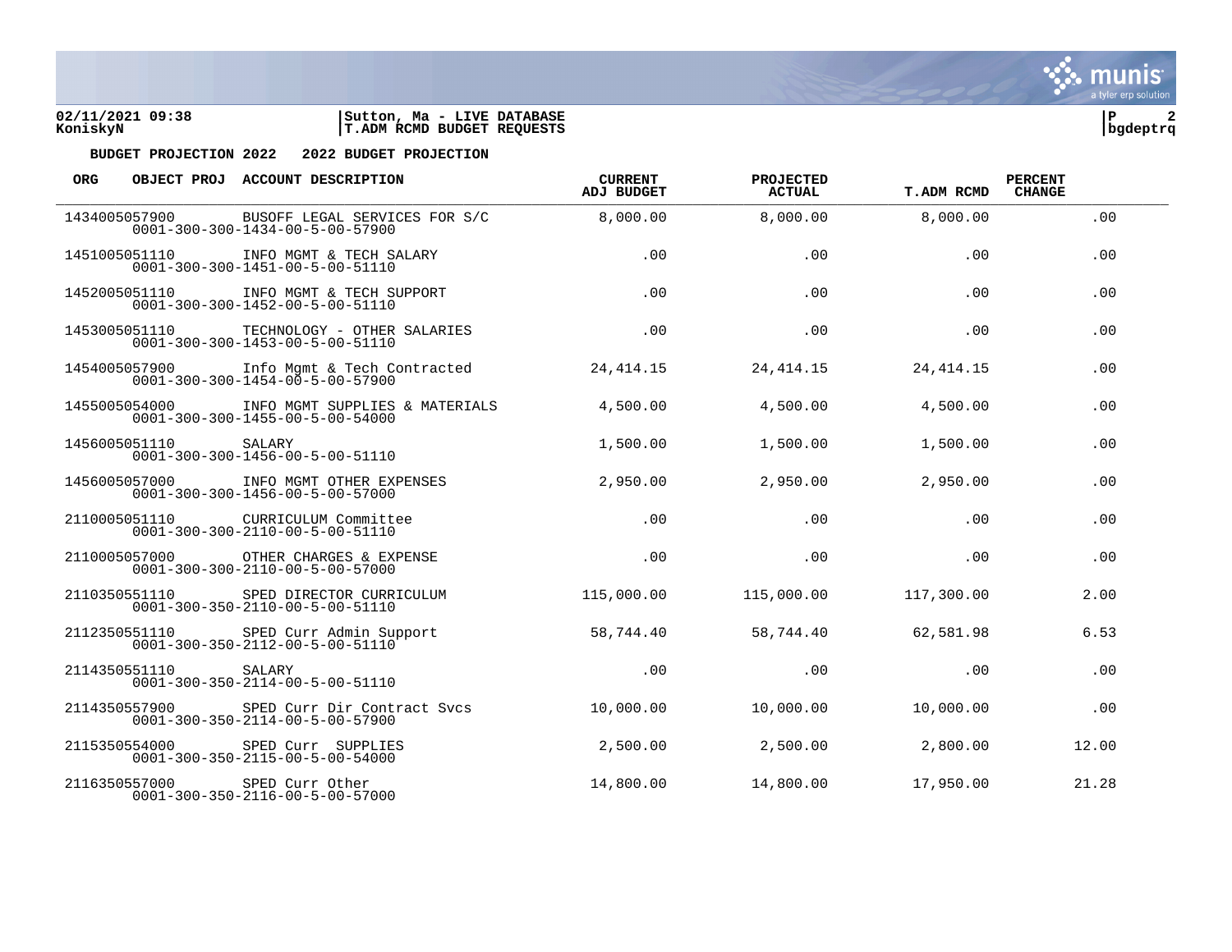**BUDGET PROJECTION 2022 2022 BUDGET PROJECTION**

| ORG OBJECT PROJ | ACCOUNT DESCRIPTION | CURRENT ADJ BUDGET | PROJECTED ACTUAL | T.ADM RCMD | PERCENT CHANGE |
|---|---|---|---|---|---|
| 1434005057900 0001-300-300-1434-00-5-00-57900 | BUSOFF LEGAL SERVICES FOR S/C | 8,000.00 | 8,000.00 | 8,000.00 | .00 |
| 1451005051110 0001-300-300-1451-00-5-00-51110 | INFO MGMT & TECH SALARY | .00 | .00 | .00 | .00 |
| 1452005051110 0001-300-300-1452-00-5-00-51110 | INFO MGMT & TECH SUPPORT | .00 | .00 | .00 | .00 |
| 1453005051110 0001-300-300-1453-00-5-00-51110 | TECHNOLOGY - OTHER SALARIES | .00 | .00 | .00 | .00 |
| 1454005057900 0001-300-300-1454-00-5-00-57900 | Info Mgmt & Tech Contracted | 24,414.15 | 24,414.15 | 24,414.15 | .00 |
| 1455005054000 0001-300-300-1455-00-5-00-54000 | INFO MGMT SUPPLIES & MATERIALS | 4,500.00 | 4,500.00 | 4,500.00 | .00 |
| 1456005051110 0001-300-300-1456-00-5-00-51110 | SALARY | 1,500.00 | 1,500.00 | 1,500.00 | .00 |
| 1456005057000 0001-300-300-1456-00-5-00-57000 | INFO MGMT OTHER EXPENSES | 2,950.00 | 2,950.00 | 2,950.00 | .00 |
| 2110005051110 0001-300-300-2110-00-5-00-51110 | CURRICULUM Committee | .00 | .00 | .00 | .00 |
| 2110005057000 0001-300-300-2110-00-5-00-57000 | OTHER CHARGES & EXPENSE | .00 | .00 | .00 | .00 |
| 2110350551110 0001-300-350-2110-00-5-00-51110 | SPED DIRECTOR CURRICULUM | 115,000.00 | 115,000.00 | 117,300.00 | 2.00 |
| 2112350551110 0001-300-350-2112-00-5-00-51110 | SPED Curr Admin Support | 58,744.40 | 58,744.40 | 62,581.98 | 6.53 |
| 2114350551110 0001-300-350-2114-00-5-00-51110 | SALARY | .00 | .00 | .00 | .00 |
| 2114350557900 0001-300-350-2114-00-5-00-57900 | SPED Curr Dir Contract Svcs | 10,000.00 | 10,000.00 | 10,000.00 | .00 |
| 2115350554000 0001-300-350-2115-00-5-00-54000 | SPED Curr SUPPLIES | 2,500.00 | 2,500.00 | 2,800.00 | 12.00 |
| 2116350557000 0001-300-350-2116-00-5-00-57000 | SPED Curr Other | 14,800.00 | 14,800.00 | 17,950.00 | 21.28 |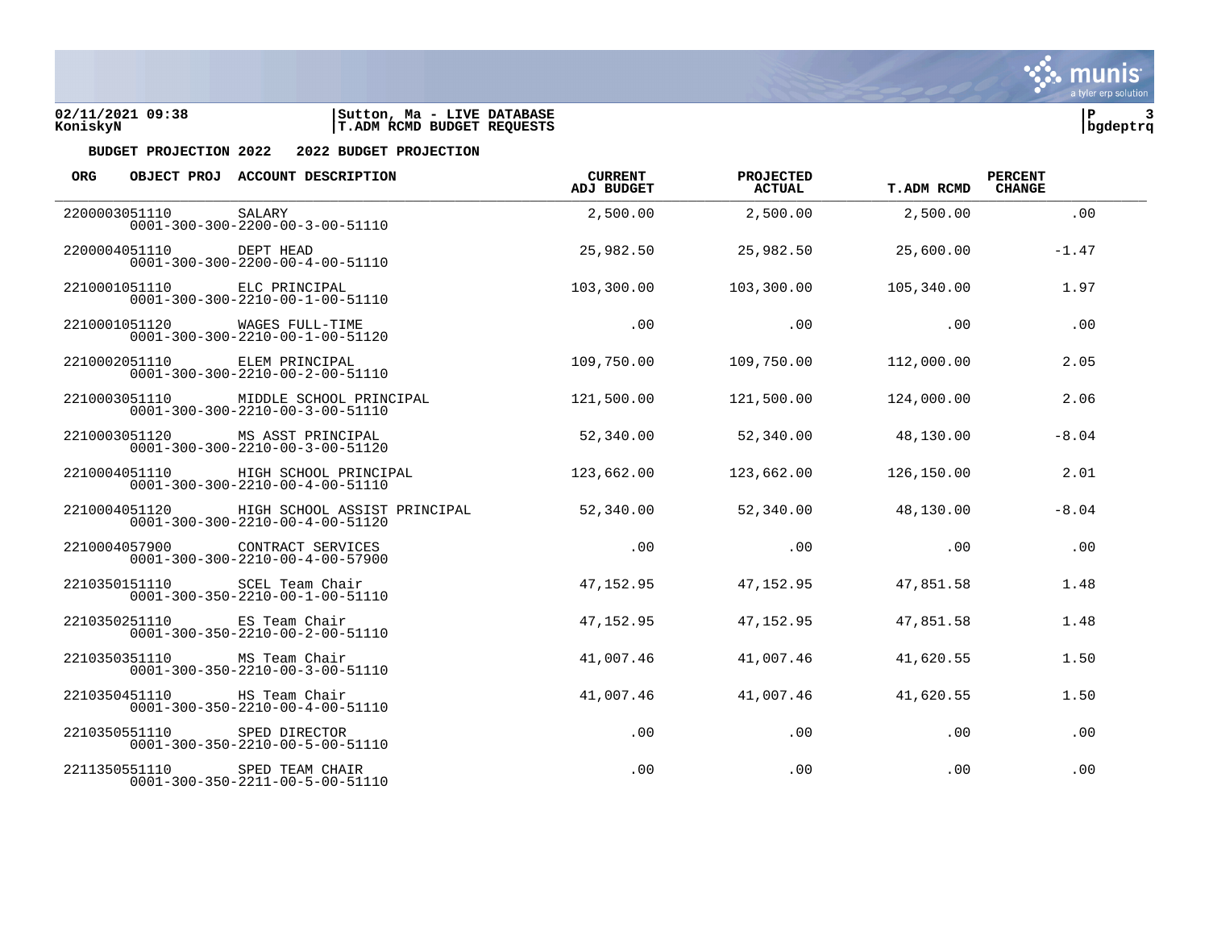**BUDGET PROJECTION 2022 2022 BUDGET PROJECTION**

| ORG | OBJECT PROJ | ACCOUNT DESCRIPTION | CURRENT ADJ BUDGET | PROJECTED ACTUAL | T.ADM RCMD | PERCENT CHANGE |
|---|---|---|---|---|---|---|
| 2200003051110 | | SALARY<br>0001-300-300-2200-00-3-00-51110 | 2,500.00 | 2,500.00 | 2,500.00 | .00 |
| 2200004051110 | | DEPT HEAD<br>0001-300-300-2200-00-4-00-51110 | 25,982.50 | 25,982.50 | 25,600.00 | -1.47 |
| 2210001051110 | | ELC PRINCIPAL<br>0001-300-300-2210-00-1-00-51110 | 103,300.00 | 103,300.00 | 105,340.00 | 1.97 |
| 2210001051120 | | WAGES FULL-TIME<br>0001-300-300-2210-00-1-00-51120 | .00 | .00 | .00 | .00 |
| 2210002051110 | | ELEM PRINCIPAL<br>0001-300-300-2210-00-2-00-51110 | 109,750.00 | 109,750.00 | 112,000.00 | 2.05 |
| 2210003051110 | | MIDDLE SCHOOL PRINCIPAL<br>0001-300-300-2210-00-3-00-51110 | 121,500.00 | 121,500.00 | 124,000.00 | 2.06 |
| 2210003051120 | | MS ASST PRINCIPAL<br>0001-300-300-2210-00-3-00-51120 | 52,340.00 | 52,340.00 | 48,130.00 | -8.04 |
| 2210004051110 | | HIGH SCHOOL PRINCIPAL<br>0001-300-300-2210-00-4-00-51110 | 123,662.00 | 123,662.00 | 126,150.00 | 2.01 |
| 2210004051120 | | HIGH SCHOOL ASSIST PRINCIPAL<br>0001-300-300-2210-00-4-00-51120 | 52,340.00 | 52,340.00 | 48,130.00 | -8.04 |
| 2210004057900 | | CONTRACT SERVICES<br>0001-300-300-2210-00-4-00-57900 | .00 | .00 | .00 | .00 |
| 2210350151110 | | SCEL Team Chair<br>0001-300-350-2210-00-1-00-51110 | 47,152.95 | 47,152.95 | 47,851.58 | 1.48 |
| 2210350251110 | | ES Team Chair<br>0001-300-350-2210-00-2-00-51110 | 47,152.95 | 47,152.95 | 47,851.58 | 1.48 |
| 2210350351110 | | MS Team Chair<br>0001-300-350-2210-00-3-00-51110 | 41,007.46 | 41,007.46 | 41,620.55 | 1.50 |
| 2210350451110 | | HS Team Chair<br>0001-300-350-2210-00-4-00-51110 | 41,007.46 | 41,007.46 | 41,620.55 | 1.50 |
| 2210350551110 | | SPED DIRECTOR<br>0001-300-350-2210-00-5-00-51110 | .00 | .00 | .00 | .00 |
| 2211350551110 | | SPED TEAM CHAIR<br>0001-300-350-2211-00-5-00-51110 | .00 | .00 | .00 | .00 |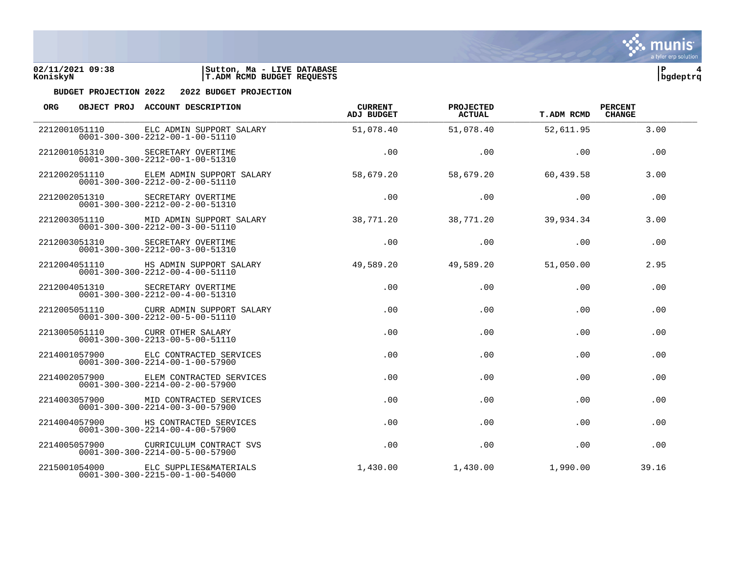**BUDGET PROJECTION 2022 2022 BUDGET PROJECTION**

| ORG | OBJECT PROJ | ACCOUNT DESCRIPTION | CURRENT ADJ BUDGET | PROJECTED ACTUAL | T.ADM RCMD | PERCENT CHANGE |
|---|---|---|---|---|---|---|
| 2212001051110 | | ELC ADMIN SUPPORT SALARY<br>0001-300-300-2212-00-1-00-51110 | 51,078.40 | 51,078.40 | 52,611.95 | 3.00 |
| 2212001051310 | | SECRETARY OVERTIME<br>0001-300-300-2212-00-1-00-51310 | .00 | .00 | .00 | .00 |
| 2212002051110 | | ELEM ADMIN SUPPORT SALARY<br>0001-300-300-2212-00-2-00-51110 | 58,679.20 | 58,679.20 | 60,439.58 | 3.00 |
| 2212002051310 | | SECRETARY OVERTIME<br>0001-300-300-2212-00-2-00-51310 | .00 | .00 | .00 | .00 |
| 2212003051110 | | MID ADMIN SUPPORT SALARY<br>0001-300-300-2212-00-3-00-51110 | 38,771.20 | 38,771.20 | 39,934.34 | 3.00 |
| 2212003051310 | | SECRETARY OVERTIME<br>0001-300-300-2212-00-3-00-51310 | .00 | .00 | .00 | .00 |
| 2212004051110 | | HS ADMIN SUPPORT SALARY<br>0001-300-300-2212-00-4-00-51110 | 49,589.20 | 49,589.20 | 51,050.00 | 2.95 |
| 2212004051310 | | SECRETARY OVERTIME<br>0001-300-300-2212-00-4-00-51310 | .00 | .00 | .00 | .00 |
| 2212005051110 | | CURR ADMIN SUPPORT SALARY<br>0001-300-300-2212-00-5-00-51110 | .00 | .00 | .00 | .00 |
| 2213005051110 | | CURR OTHER SALARY<br>0001-300-300-2213-00-5-00-51110 | .00 | .00 | .00 | .00 |
| 2214001057900 | | ELC CONTRACTED SERVICES<br>0001-300-300-2214-00-1-00-57900 | .00 | .00 | .00 | .00 |
| 2214002057900 | | ELEM CONTRACTED SERVICES<br>0001-300-300-2214-00-2-00-57900 | .00 | .00 | .00 | .00 |
| 2214003057900 | | MID CONTRACTED SERVICES<br>0001-300-300-2214-00-3-00-57900 | .00 | .00 | .00 | .00 |
| 2214004057900 | | HS CONTRACTED SERVICES<br>0001-300-300-2214-00-4-00-57900 | .00 | .00 | .00 | .00 |
| 2214005057900 | | CURRICULUM CONTRACT SVS<br>0001-300-300-2214-00-5-00-57900 | .00 | .00 | .00 | .00 |
| 2215001054000 | | ELC SUPPLIES&MATERIALS<br>0001-300-300-2215-00-1-00-54000 | 1,430.00 | 1,430.00 | 1,990.00 | 39.16 |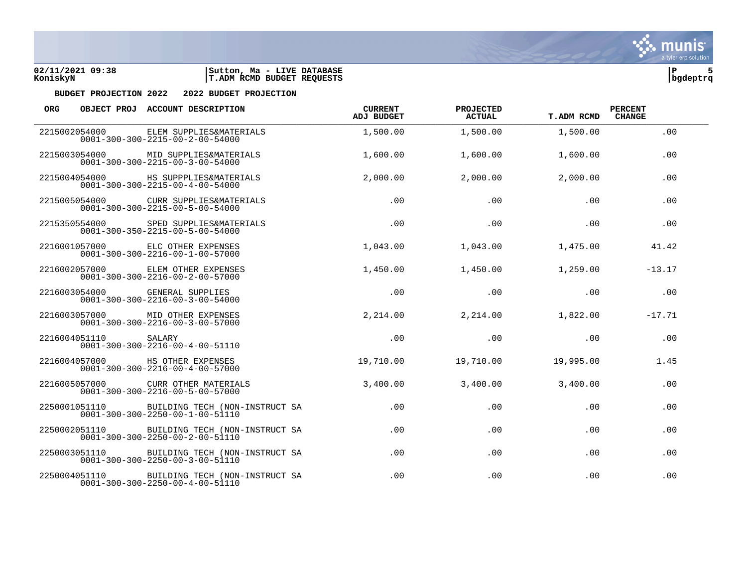**BUDGET PROJECTION 2022 2022 BUDGET PROJECTION**

| ORG | OBJECT PROJ | ACCOUNT DESCRIPTION | CURRENT ADJ BUDGET | PROJECTED ACTUAL | T.ADM RCMD | PERCENT CHANGE |
|---|---|---|---|---|---|---|
| 2215002 | 054000 | ELEM SUPPLIES&MATERIALS<br>0001-300-300-2215-00-2-00-54000 | 1,500.00 | 1,500.00 | 1,500.00 | .00 |
| 2215003 | 054000 | MID SUPPLIES&MATERIALS<br>0001-300-300-2215-00-3-00-54000 | 1,600.00 | 1,600.00 | 1,600.00 | .00 |
| 2215004 | 054000 | HS SUPPPLIES&MATERIALS<br>0001-300-300-2215-00-4-00-54000 | 2,000.00 | 2,000.00 | 2,000.00 | .00 |
| 2215005 | 054000 | CURR SUPPLIES&MATERIALS<br>0001-300-300-2215-00-5-00-54000 | .00 | .00 | .00 | .00 |
| 2215350 | 554000 | SPED SUPPLIES&MATERIALS<br>0001-300-350-2215-00-5-00-54000 | .00 | .00 | .00 | .00 |
| 2216001 | 057000 | ELC OTHER EXPENSES<br>0001-300-300-2216-00-1-00-57000 | 1,043.00 | 1,043.00 | 1,475.00 | 41.42 |
| 2216002 | 057000 | ELEM OTHER EXPENSES<br>0001-300-300-2216-00-2-00-57000 | 1,450.00 | 1,450.00 | 1,259.00 | -13.17 |
| 2216003 | 054000 | GENERAL SUPPLIES<br>0001-300-300-2216-00-3-00-54000 | .00 | .00 | .00 | .00 |
| 2216003 | 057000 | MID OTHER EXPENSES<br>0001-300-300-2216-00-3-00-57000 | 2,214.00 | 2,214.00 | 1,822.00 | -17.71 |
| 2216004 | 051110 | SALARY<br>0001-300-300-2216-00-4-00-51110 | .00 | .00 | .00 | .00 |
| 2216004 | 057000 | HS OTHER EXPENSES<br>0001-300-300-2216-00-4-00-57000 | 19,710.00 | 19,710.00 | 19,995.00 | 1.45 |
| 2216005 | 057000 | CURR OTHER MATERIALS<br>0001-300-300-2216-00-5-00-57000 | 3,400.00 | 3,400.00 | 3,400.00 | .00 |
| 2250001 | 051110 | BUILDING TECH (NON-INSTRUCT SA<br>0001-300-300-2250-00-1-00-51110 | .00 | .00 | .00 | .00 |
| 2250002 | 051110 | BUILDING TECH (NON-INSTRUCT SA<br>0001-300-300-2250-00-2-00-51110 | .00 | .00 | .00 | .00 |
| 2250003 | 051110 | BUILDING TECH (NON-INSTRUCT SA<br>0001-300-300-2250-00-3-00-51110 | .00 | .00 | .00 | .00 |
| 2250004 | 051110 | BUILDING TECH (NON-INSTRUCT SA<br>0001-300-300-2250-00-4-00-51110 | .00 | .00 | .00 | .00 |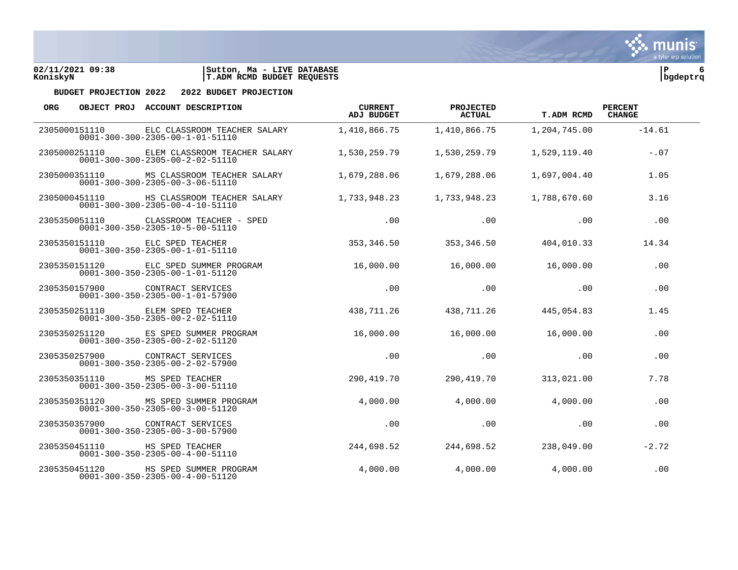02/11/2021 09:38 | Sutton, Ma - LIVE DATABASE | P 6
KoniskyN | T.ADM RCMD BUDGET REQUESTS | bgdeptrq

**BUDGET PROJECTION 2022  2022 BUDGET PROJECTION**

| ORG | OBJECT PROJ | ACCOUNT DESCRIPTION | CURRENT ADJ BUDGET | PROJECTED ACTUAL | T.ADM RCMD | PERCENT CHANGE |
|---|---|---|---|---|---|---|
| 23050001 | 51110 | ELC CLASSROOM TEACHER SALARY<br>0001-300-300-2305-00-1-01-51110 | 1,410,866.75 | 1,410,866.75 | 1,204,745.00 | -14.61 |
| 23050002 | 51110 | ELEM CLASSROOM TEACHER SALARY<br>0001-300-300-2305-00-2-02-51110 | 1,530,259.79 | 1,530,259.79 | 1,529,119.40 | -.07 |
| 23050003 | 51110 | MS CLASSROOM TEACHER SALARY<br>0001-300-300-2305-00-3-06-51110 | 1,679,288.06 | 1,679,288.06 | 1,697,004.40 | 1.05 |
| 23050004 | 51110 | HS CLASSROOM TEACHER SALARY<br>0001-300-300-2305-00-4-10-51110 | 1,733,948.23 | 1,733,948.23 | 1,788,670.60 | 3.16 |
| 23053500 | 51110 | CLASSROOM TEACHER - SPED<br>0001-300-350-2305-10-5-00-51110 | .00 | .00 | .00 | .00 |
| 23053501 | 51110 | ELC SPED TEACHER<br>0001-300-350-2305-00-1-01-51110 | 353,346.50 | 353,346.50 | 404,010.33 | 14.34 |
| 23053501 | 51120 | ELC SPED SUMMER PROGRAM<br>0001-300-350-2305-00-1-01-51120 | 16,000.00 | 16,000.00 | 16,000.00 | .00 |
| 23053501 | 57900 | CONTRACT SERVICES<br>0001-300-350-2305-00-1-01-57900 | .00 | .00 | .00 | .00 |
| 23053502 | 51110 | ELEM SPED TEACHER<br>0001-300-350-2305-00-2-02-51110 | 438,711.26 | 438,711.26 | 445,054.83 | 1.45 |
| 23053502 | 51120 | ES SPED SUMMER PROGRAM<br>0001-300-350-2305-00-2-02-51120 | 16,000.00 | 16,000.00 | 16,000.00 | .00 |
| 23053502 | 57900 | CONTRACT SERVICES<br>0001-300-350-2305-00-2-02-57900 | .00 | .00 | .00 | .00 |
| 23053503 | 51110 | MS SPED TEACHER<br>0001-300-350-2305-00-3-00-51110 | 290,419.70 | 290,419.70 | 313,021.00 | 7.78 |
| 23053503 | 51120 | MS SPED SUMMER PROGRAM<br>0001-300-350-2305-00-3-00-51120 | 4,000.00 | 4,000.00 | 4,000.00 | .00 |
| 23053503 | 57900 | CONTRACT SERVICES<br>0001-300-350-2305-00-3-00-57900 | .00 | .00 | .00 | .00 |
| 23053504 | 51110 | HS SPED TEACHER<br>0001-300-350-2305-00-4-00-51110 | 244,698.52 | 244,698.52 | 238,049.00 | -2.72 |
| 23053504 | 51120 | HS SPED SUMMER PROGRAM<br>0001-300-350-2305-00-4-00-51120 | 4,000.00 | 4,000.00 | 4,000.00 | .00 |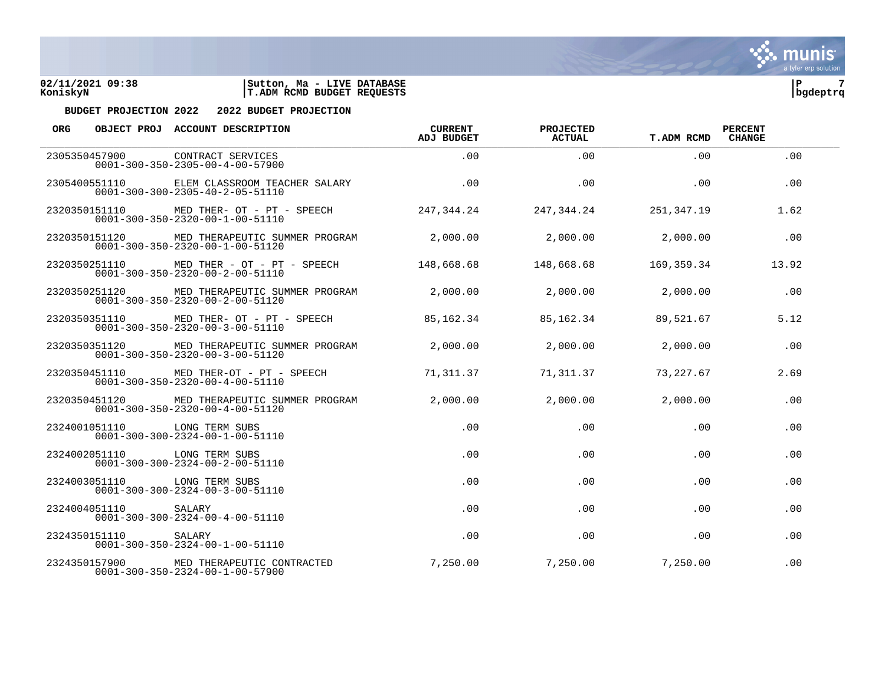**BUDGET PROJECTION 2022  2022 BUDGET PROJECTION**

| ORG | OBJECT PROJ | ACCOUNT DESCRIPTION | CURRENT ADJ BUDGET | PROJECTED ACTUAL | T.ADM RCMD | PERCENT CHANGE |
|---|---|---|---|---|---|---|
| 2305350457900 | | CONTRACT SERVICES<br>0001-300-350-2305-00-4-00-57900 | .00 | .00 | .00 | .00 |
| 2305400551110 | | ELEM CLASSROOM TEACHER SALARY<br>0001-300-300-2305-40-2-05-51110 | .00 | .00 | .00 | .00 |
| 2320350151110 | | MED THER- OT - PT - SPEECH<br>0001-300-350-2320-00-1-00-51110 | 247,344.24 | 247,344.24 | 251,347.19 | 1.62 |
| 2320350151120 | | MED THERAPEUTIC SUMMER PROGRAM<br>0001-300-350-2320-00-1-00-51120 | 2,000.00 | 2,000.00 | 2,000.00 | .00 |
| 2320350251110 | | MED THER - OT - PT - SPEECH<br>0001-300-350-2320-00-2-00-51110 | 148,668.68 | 148,668.68 | 169,359.34 | 13.92 |
| 2320350251120 | | MED THERAPEUTIC SUMMER PROGRAM<br>0001-300-350-2320-00-2-00-51120 | 2,000.00 | 2,000.00 | 2,000.00 | .00 |
| 2320350351110 | | MED THER- OT - PT - SPEECH<br>0001-300-350-2320-00-3-00-51110 | 85,162.34 | 85,162.34 | 89,521.67 | 5.12 |
| 2320350351120 | | MED THERAPEUTIC SUMMER PROGRAM<br>0001-300-350-2320-00-3-00-51120 | 2,000.00 | 2,000.00 | 2,000.00 | .00 |
| 2320350451110 | | MED THER-OT - PT - SPEECH<br>0001-300-350-2320-00-4-00-51110 | 71,311.37 | 71,311.37 | 73,227.67 | 2.69 |
| 2320350451120 | | MED THERAPEUTIC SUMMER PROGRAM<br>0001-300-350-2320-00-4-00-51120 | 2,000.00 | 2,000.00 | 2,000.00 | .00 |
| 2324001051110 | | LONG TERM SUBS<br>0001-300-300-2324-00-1-00-51110 | .00 | .00 | .00 | .00 |
| 2324002051110 | | LONG TERM SUBS<br>0001-300-300-2324-00-2-00-51110 | .00 | .00 | .00 | .00 |
| 2324003051110 | | LONG TERM SUBS<br>0001-300-300-2324-00-3-00-51110 | .00 | .00 | .00 | .00 |
| 2324004051110 | | SALARY<br>0001-300-300-2324-00-4-00-51110 | .00 | .00 | .00 | .00 |
| 2324350151110 | | SALARY<br>0001-300-350-2324-00-1-00-51110 | .00 | .00 | .00 | .00 |
| 2324350157900 | | MED THERAPEUTIC CONTRACTED<br>0001-300-350-2324-00-1-00-57900 | 7,250.00 | 7,250.00 | 7,250.00 | .00 |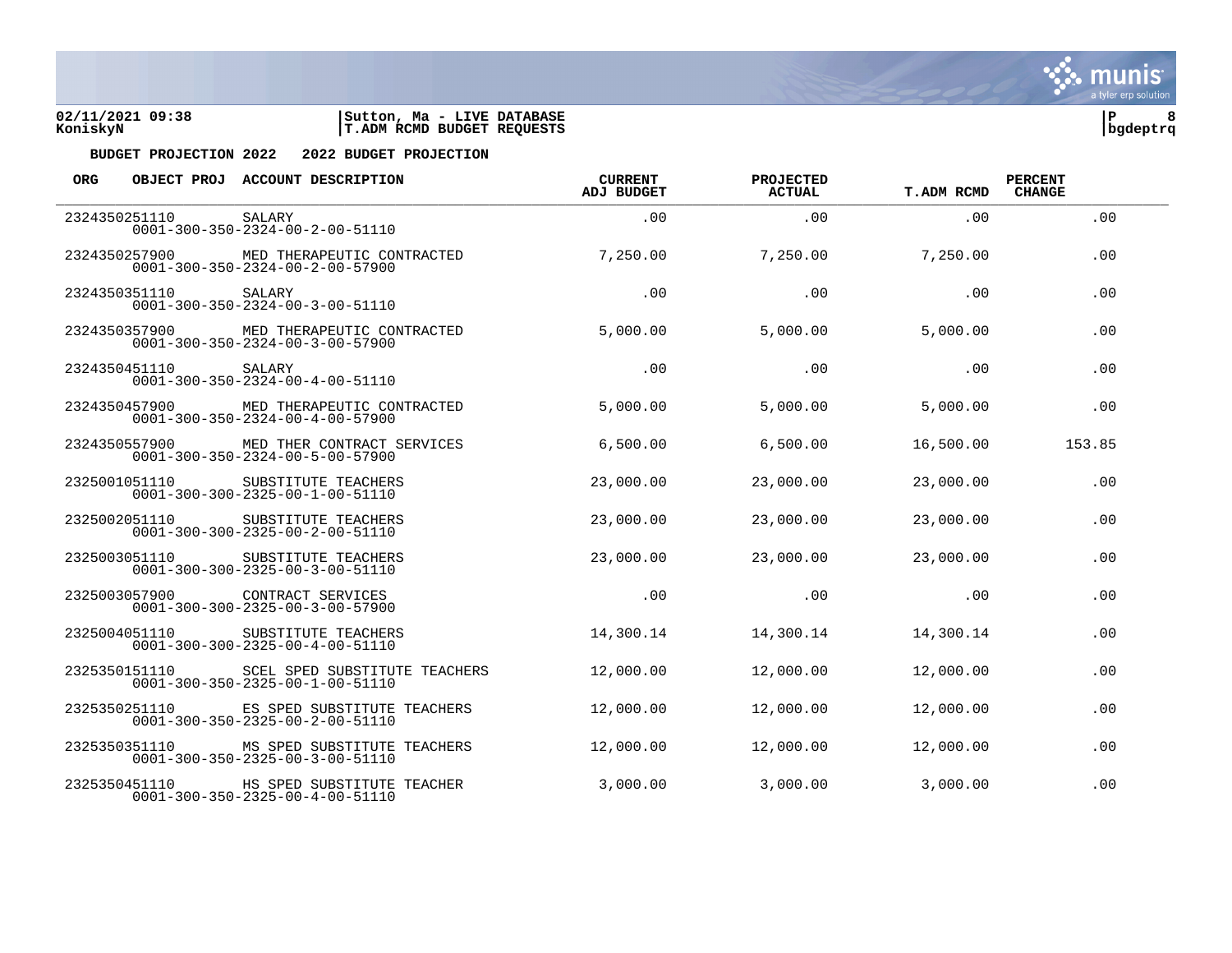**BUDGET PROJECTION 2022   2022 BUDGET PROJECTION**

| ORG | OBJECT PROJ | ACCOUNT DESCRIPTION | CURRENT ADJ BUDGET | PROJECTED ACTUAL | T.ADM RCMD | PERCENT CHANGE |
|---|---|---|---|---|---|---|
| 2324350251110 | | SALARY<br>0001-300-350-2324-00-2-00-51110 | .00 | .00 | .00 | .00 |
| 2324350257900 | | MED THERAPEUTIC CONTRACTED<br>0001-300-350-2324-00-2-00-57900 | 7,250.00 | 7,250.00 | 7,250.00 | .00 |
| 2324350351110 | | SALARY<br>0001-300-350-2324-00-3-00-51110 | .00 | .00 | .00 | .00 |
| 2324350357900 | | MED THERAPEUTIC CONTRACTED<br>0001-300-350-2324-00-3-00-57900 | 5,000.00 | 5,000.00 | 5,000.00 | .00 |
| 2324350451110 | | SALARY<br>0001-300-350-2324-00-4-00-51110 | .00 | .00 | .00 | .00 |
| 2324350457900 | | MED THERAPEUTIC CONTRACTED<br>0001-300-350-2324-00-4-00-57900 | 5,000.00 | 5,000.00 | 5,000.00 | .00 |
| 2324350557900 | | MED THER CONTRACT SERVICES<br>0001-300-350-2324-00-5-00-57900 | 6,500.00 | 6,500.00 | 16,500.00 | 153.85 |
| 2325001051110 | | SUBSTITUTE TEACHERS<br>0001-300-300-2325-00-1-00-51110 | 23,000.00 | 23,000.00 | 23,000.00 | .00 |
| 2325002051110 | | SUBSTITUTE TEACHERS<br>0001-300-300-2325-00-2-00-51110 | 23,000.00 | 23,000.00 | 23,000.00 | .00 |
| 2325003051110 | | SUBSTITUTE TEACHERS<br>0001-300-300-2325-00-3-00-51110 | 23,000.00 | 23,000.00 | 23,000.00 | .00 |
| 2325003057900 | | CONTRACT SERVICES<br>0001-300-300-2325-00-3-00-57900 | .00 | .00 | .00 | .00 |
| 2325004051110 | | SUBSTITUTE TEACHERS<br>0001-300-300-2325-00-4-00-51110 | 14,300.14 | 14,300.14 | 14,300.14 | .00 |
| 2325350151110 | | SCEL SPED SUBSTITUTE TEACHERS<br>0001-300-350-2325-00-1-00-51110 | 12,000.00 | 12,000.00 | 12,000.00 | .00 |
| 2325350251110 | | ES SPED SUBSTITUTE TEACHERS<br>0001-300-350-2325-00-2-00-51110 | 12,000.00 | 12,000.00 | 12,000.00 | .00 |
| 2325350351110 | | MS SPED SUBSTITUTE TEACHERS<br>0001-300-350-2325-00-3-00-51110 | 12,000.00 | 12,000.00 | 12,000.00 | .00 |
| 2325350451110 | | HS SPED SUBSTITUTE TEACHER<br>0001-300-350-2325-00-4-00-51110 | 3,000.00 | 3,000.00 | 3,000.00 | .00 |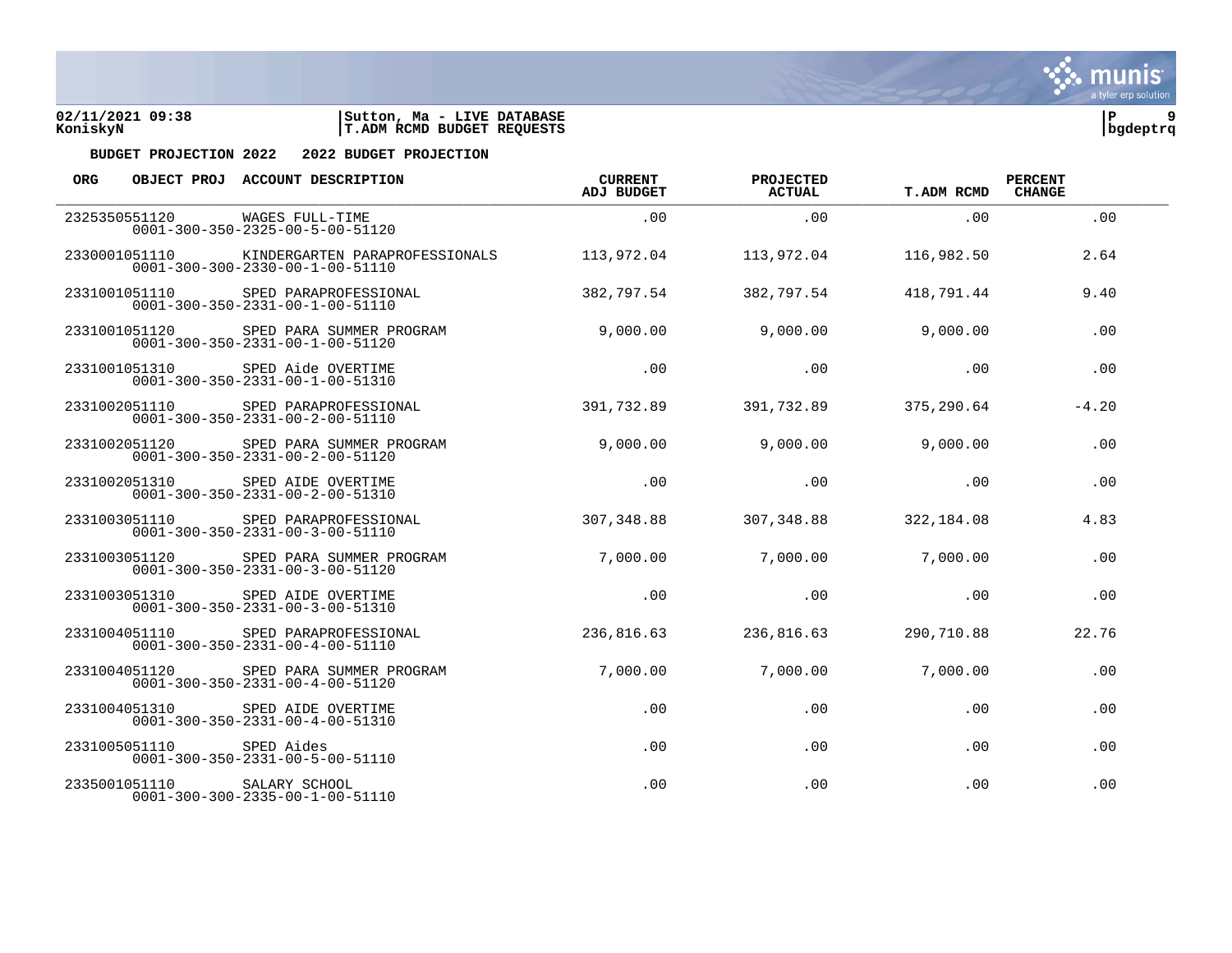02/11/2021 09:38 | Sutton, Ma - LIVE DATABASE | P 9
KoniskyN | T.ADM RCMD BUDGET REQUESTS | bgdeptrq

**BUDGET PROJECTION 2022 2022 BUDGET PROJECTION**

| ORG | OBJECT PROJ ACCOUNT DESCRIPTION | CURRENT ADJ BUDGET | PROJECTED ACTUAL | T.ADM RCMD | PERCENT CHANGE |
|---|---|---|---|---|---|
| 2325350551120 | WAGES FULL-TIME<br>0001-300-350-2325-00-5-00-51120 | .00 | .00 | .00 | .00 |
| 2330001051110 | KINDERGARTEN PARAPROFESSIONALS<br>0001-300-300-2330-00-1-00-51110 | 113,972.04 | 113,972.04 | 116,982.50 | 2.64 |
| 2331001051110 | SPED PARAPROFESSIONAL<br>0001-300-350-2331-00-1-00-51110 | 382,797.54 | 382,797.54 | 418,791.44 | 9.40 |
| 2331001051120 | SPED PARA SUMMER PROGRAM<br>0001-300-350-2331-00-1-00-51120 | 9,000.00 | 9,000.00 | 9,000.00 | .00 |
| 2331001051310 | SPED Aide OVERTIME<br>0001-300-350-2331-00-1-00-51310 | .00 | .00 | .00 | .00 |
| 2331002051110 | SPED PARAPROFESSIONAL<br>0001-300-350-2331-00-2-00-51110 | 391,732.89 | 391,732.89 | 375,290.64 | -4.20 |
| 2331002051120 | SPED PARA SUMMER PROGRAM<br>0001-300-350-2331-00-2-00-51120 | 9,000.00 | 9,000.00 | 9,000.00 | .00 |
| 2331002051310 | SPED AIDE OVERTIME<br>0001-300-350-2331-00-2-00-51310 | .00 | .00 | .00 | .00 |
| 2331003051110 | SPED PARAPROFESSIONAL<br>0001-300-350-2331-00-3-00-51110 | 307,348.88 | 307,348.88 | 322,184.08 | 4.83 |
| 2331003051120 | SPED PARA SUMMER PROGRAM<br>0001-300-350-2331-00-3-00-51120 | 7,000.00 | 7,000.00 | 7,000.00 | .00 |
| 2331003051310 | SPED AIDE OVERTIME<br>0001-300-350-2331-00-3-00-51310 | .00 | .00 | .00 | .00 |
| 2331004051110 | SPED PARAPROFESSIONAL<br>0001-300-350-2331-00-4-00-51110 | 236,816.63 | 236,816.63 | 290,710.88 | 22.76 |
| 2331004051120 | SPED PARA SUMMER PROGRAM<br>0001-300-350-2331-00-4-00-51120 | 7,000.00 | 7,000.00 | 7,000.00 | .00 |
| 2331004051310 | SPED AIDE OVERTIME<br>0001-300-350-2331-00-4-00-51310 | .00 | .00 | .00 | .00 |
| 2331005051110 | SPED Aides<br>0001-300-350-2331-00-5-00-51110 | .00 | .00 | .00 | .00 |
| 2335001051110 | SALARY SCHOOL<br>0001-300-300-2335-00-1-00-51110 | .00 | .00 | .00 | .00 |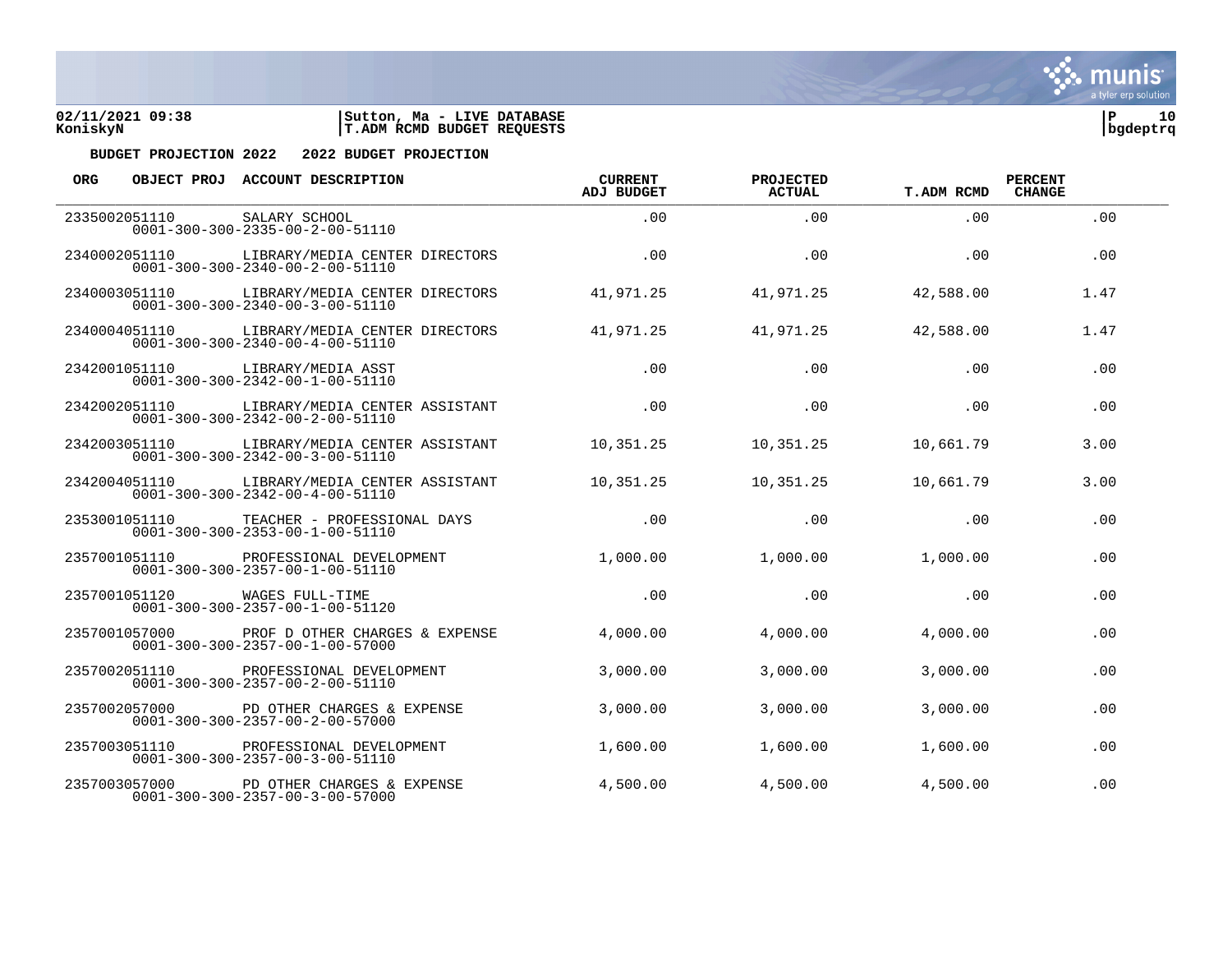**BUDGET PROJECTION 2022    2022 BUDGET PROJECTION**

| ORG | OBJECT PROJ | ACCOUNT DESCRIPTION | CURRENT ADJ BUDGET | PROJECTED ACTUAL | T.ADM RCMD | PERCENT CHANGE |
|---|---|---|---|---|---|---|
| 2335002051110 | | SALARY SCHOOL<br>0001-300-300-2335-00-2-00-51110 | .00 | .00 | .00 | .00 |
| 2340002051110 | | LIBRARY/MEDIA CENTER DIRECTORS<br>0001-300-300-2340-00-2-00-51110 | .00 | .00 | .00 | .00 |
| 2340003051110 | | LIBRARY/MEDIA CENTER DIRECTORS<br>0001-300-300-2340-00-3-00-51110 | 41,971.25 | 41,971.25 | 42,588.00 | 1.47 |
| 2340004051110 | | LIBRARY/MEDIA CENTER DIRECTORS<br>0001-300-300-2340-00-4-00-51110 | 41,971.25 | 41,971.25 | 42,588.00 | 1.47 |
| 2342001051110 | | LIBRARY/MEDIA ASST<br>0001-300-300-2342-00-1-00-51110 | .00 | .00 | .00 | .00 |
| 2342002051110 | | LIBRARY/MEDIA CENTER ASSISTANT<br>0001-300-300-2342-00-2-00-51110 | .00 | .00 | .00 | .00 |
| 2342003051110 | | LIBRARY/MEDIA CENTER ASSISTANT<br>0001-300-300-2342-00-3-00-51110 | 10,351.25 | 10,351.25 | 10,661.79 | 3.00 |
| 2342004051110 | | LIBRARY/MEDIA CENTER ASSISTANT<br>0001-300-300-2342-00-4-00-51110 | 10,351.25 | 10,351.25 | 10,661.79 | 3.00 |
| 2353001051110 | | TEACHER - PROFESSIONAL DAYS<br>0001-300-300-2353-00-1-00-51110 | .00 | .00 | .00 | .00 |
| 2357001051110 | | PROFESSIONAL DEVELOPMENT<br>0001-300-300-2357-00-1-00-51110 | 1,000.00 | 1,000.00 | 1,000.00 | .00 |
| 2357001051120 | | WAGES FULL-TIME<br>0001-300-300-2357-00-1-00-51120 | .00 | .00 | .00 | .00 |
| 2357001057000 | | PROF D OTHER CHARGES & EXPENSE<br>0001-300-300-2357-00-1-00-57000 | 4,000.00 | 4,000.00 | 4,000.00 | .00 |
| 2357002051110 | | PROFESSIONAL DEVELOPMENT<br>0001-300-300-2357-00-2-00-51110 | 3,000.00 | 3,000.00 | 3,000.00 | .00 |
| 2357002057000 | | PD OTHER CHARGES & EXPENSE<br>0001-300-300-2357-00-2-00-57000 | 3,000.00 | 3,000.00 | 3,000.00 | .00 |
| 2357003051110 | | PROFESSIONAL DEVELOPMENT<br>0001-300-300-2357-00-3-00-51110 | 1,600.00 | 1,600.00 | 1,600.00 | .00 |
| 2357003057000 | | PD OTHER CHARGES & EXPENSE<br>0001-300-300-2357-00-3-00-57000 | 4,500.00 | 4,500.00 | 4,500.00 | .00 |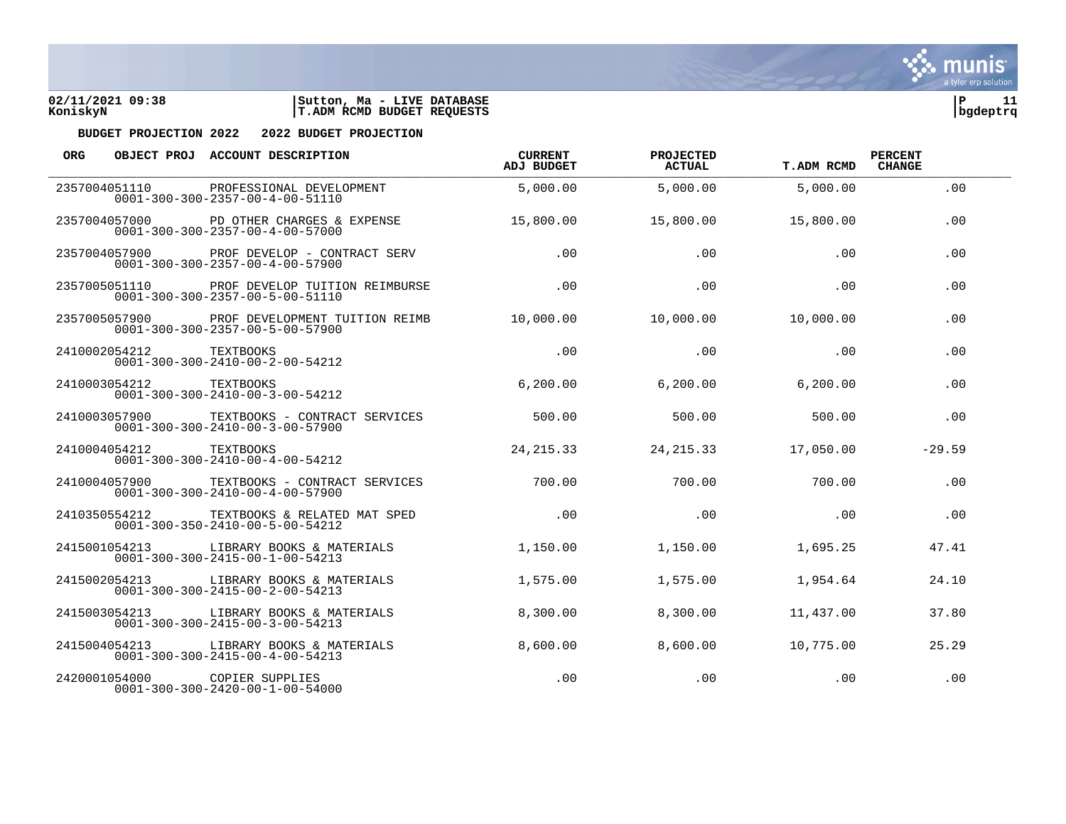**BUDGET PROJECTION 2022 2022 BUDGET PROJECTION**

| ORG | OBJECT PROJ | ACCOUNT DESCRIPTION | CURRENT ADJ BUDGET | PROJECTED ACTUAL | T.ADM RCMD | PERCENT CHANGE |
|---|---|---|---|---|---|---|
| 2357004051110 | | PROFESSIONAL DEVELOPMENT<br>0001-300-300-2357-00-4-00-51110 | 5,000.00 | 5,000.00 | 5,000.00 | .00 |
| 2357004057000 | | PD OTHER CHARGES & EXPENSE<br>0001-300-300-2357-00-4-00-57000 | 15,800.00 | 15,800.00 | 15,800.00 | .00 |
| 2357004057900 | | PROF DEVELOP - CONTRACT SERV<br>0001-300-300-2357-00-4-00-57900 | .00 | .00 | .00 | .00 |
| 2357005051110 | | PROF DEVELOP TUITION REIMBURSE<br>0001-300-300-2357-00-5-00-51110 | .00 | .00 | .00 | .00 |
| 2357005057900 | | PROF DEVELOPMENT TUITION REIMB<br>0001-300-300-2357-00-5-00-57900 | 10,000.00 | 10,000.00 | 10,000.00 | .00 |
| 2410002054212 | | TEXTBOOKS<br>0001-300-300-2410-00-2-00-54212 | .00 | .00 | .00 | .00 |
| 2410003054212 | | TEXTBOOKS<br>0001-300-300-2410-00-3-00-54212 | 6,200.00 | 6,200.00 | 6,200.00 | .00 |
| 2410003057900 | | TEXTBOOKS - CONTRACT SERVICES<br>0001-300-300-2410-00-3-00-57900 | 500.00 | 500.00 | 500.00 | .00 |
| 2410004054212 | | TEXTBOOKS<br>0001-300-300-2410-00-4-00-54212 | 24,215.33 | 24,215.33 | 17,050.00 | -29.59 |
| 2410004057900 | | TEXTBOOKS - CONTRACT SERVICES<br>0001-300-300-2410-00-4-00-57900 | 700.00 | 700.00 | 700.00 | .00 |
| 2410350554212 | | TEXTBOOKS & RELATED MAT SPED<br>0001-300-350-2410-00-5-00-54212 | .00 | .00 | .00 | .00 |
| 2415001054213 | | LIBRARY BOOKS & MATERIALS<br>0001-300-300-2415-00-1-00-54213 | 1,150.00 | 1,150.00 | 1,695.25 | 47.41 |
| 2415002054213 | | LIBRARY BOOKS & MATERIALS<br>0001-300-300-2415-00-2-00-54213 | 1,575.00 | 1,575.00 | 1,954.64 | 24.10 |
| 2415003054213 | | LIBRARY BOOKS & MATERIALS<br>0001-300-300-2415-00-3-00-54213 | 8,300.00 | 8,300.00 | 11,437.00 | 37.80 |
| 2415004054213 | | LIBRARY BOOKS & MATERIALS<br>0001-300-300-2415-00-4-00-54213 | 8,600.00 | 8,600.00 | 10,775.00 | 25.29 |
| 2420001054000 | | COPIER SUPPLIES<br>0001-300-300-2420-00-1-00-54000 | .00 | .00 | .00 | .00 |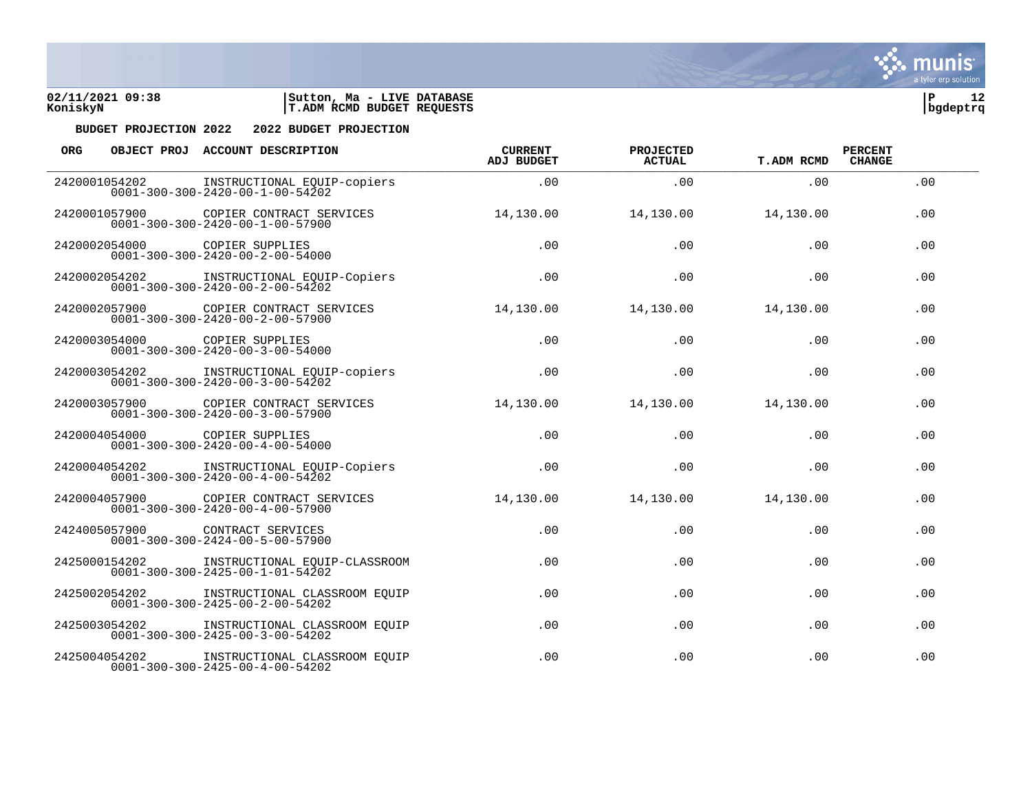02/11/2021 09:38 | Sutton, Ma - LIVE DATABASE
KoniskyN | T.ADM RCMD BUDGET REQUESTS | bgdeptrq

**BUDGET PROJECTION 2022 2022 BUDGET PROJECTION**

| ORG | OBJECT PROJ | ACCOUNT DESCRIPTION | CURRENT ADJ BUDGET | PROJECTED ACTUAL | T.ADM RCMD | PERCENT CHANGE |
|---|---|---|---|---|---|---|
| 2420001054202 | 0001-300-300-2420-00-1-00-54202 | INSTRUCTIONAL EQUIP-copiers | .00 | .00 | .00 | .00 |
| 2420001057900 | 0001-300-300-2420-00-1-00-57900 | COPIER CONTRACT SERVICES | 14,130.00 | 14,130.00 | 14,130.00 | .00 |
| 2420002054000 | 0001-300-300-2420-00-2-00-54000 | COPIER SUPPLIES | .00 | .00 | .00 | .00 |
| 2420002054202 | 0001-300-300-2420-00-2-00-54202 | INSTRUCTIONAL EQUIP-Copiers | .00 | .00 | .00 | .00 |
| 2420002057900 | 0001-300-300-2420-00-2-00-57900 | COPIER CONTRACT SERVICES | 14,130.00 | 14,130.00 | 14,130.00 | .00 |
| 2420003054000 | 0001-300-300-2420-00-3-00-54000 | COPIER SUPPLIES | .00 | .00 | .00 | .00 |
| 2420003054202 | 0001-300-300-2420-00-3-00-54202 | INSTRUCTIONAL EQUIP-copiers | .00 | .00 | .00 | .00 |
| 2420003057900 | 0001-300-300-2420-00-3-00-57900 | COPIER CONTRACT SERVICES | 14,130.00 | 14,130.00 | 14,130.00 | .00 |
| 2420004054000 | 0001-300-300-2420-00-4-00-54000 | COPIER SUPPLIES | .00 | .00 | .00 | .00 |
| 2420004054202 | 0001-300-300-2420-00-4-00-54202 | INSTRUCTIONAL EQUIP-Copiers | .00 | .00 | .00 | .00 |
| 2420004057900 | 0001-300-300-2420-00-4-00-57900 | COPIER CONTRACT SERVICES | 14,130.00 | 14,130.00 | 14,130.00 | .00 |
| 2424005057900 | 0001-300-300-2424-00-5-00-57900 | CONTRACT SERVICES | .00 | .00 | .00 | .00 |
| 2425000154202 | 0001-300-300-2425-00-1-01-54202 | INSTRUCTIONAL EQUIP-CLASSROOM | .00 | .00 | .00 | .00 |
| 2425002054202 | 0001-300-300-2425-00-2-00-54202 | INSTRUCTIONAL CLASSROOM EQUIP | .00 | .00 | .00 | .00 |
| 2425003054202 | 0001-300-300-2425-00-3-00-54202 | INSTRUCTIONAL CLASSROOM EQUIP | .00 | .00 | .00 | .00 |
| 2425004054202 | 0001-300-300-2425-00-4-00-54202 | INSTRUCTIONAL CLASSROOM EQUIP | .00 | .00 | .00 | .00 |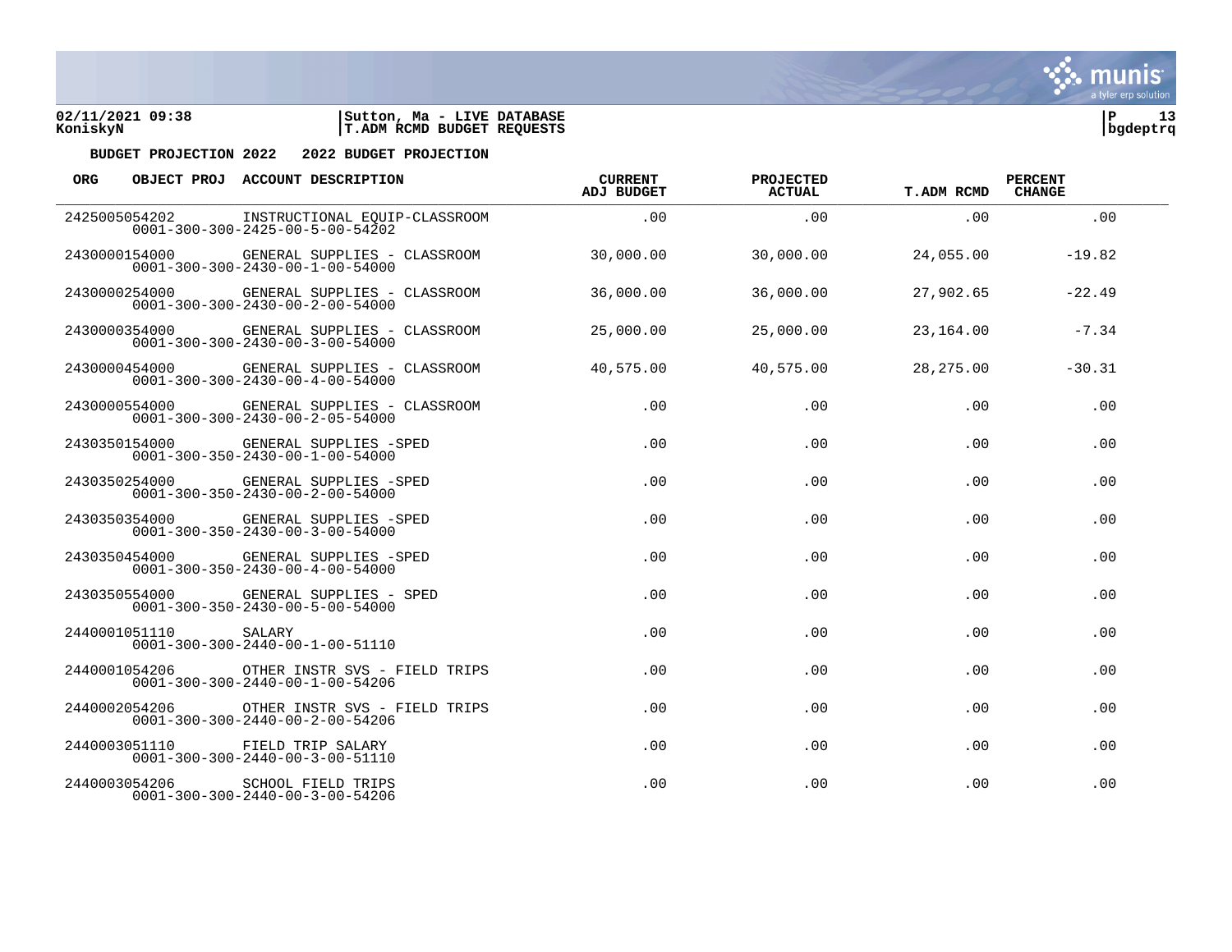02/11/2021 09:38 | Sutton, Ma - LIVE DATABASE
KoniskyN | T.ADM RCMD BUDGET REQUESTS | bgdeptrq

**BUDGET PROJECTION 2022   2022 BUDGET PROJECTION**

| ORG | OBJECT PROJ | ACCOUNT DESCRIPTION | CURRENT ADJ BUDGET | PROJECTED ACTUAL | T.ADM RCMD | PERCENT CHANGE |
|---|---|---|---|---|---|---|
| 2425005054202 | 0001-300-300-2425-00-5-00-54202 | INSTRUCTIONAL EQUIP-CLASSROOM | .00 | .00 | .00 | .00 |
| 2430000154000 | 0001-300-300-2430-00-1-00-54000 | GENERAL SUPPLIES - CLASSROOM | 30,000.00 | 30,000.00 | 24,055.00 | -19.82 |
| 2430000254000 | 0001-300-300-2430-00-2-00-54000 | GENERAL SUPPLIES - CLASSROOM | 36,000.00 | 36,000.00 | 27,902.65 | -22.49 |
| 2430000354000 | 0001-300-300-2430-00-3-00-54000 | GENERAL SUPPLIES - CLASSROOM | 25,000.00 | 25,000.00 | 23,164.00 | -7.34 |
| 2430000454000 | 0001-300-300-2430-00-4-00-54000 | GENERAL SUPPLIES - CLASSROOM | 40,575.00 | 40,575.00 | 28,275.00 | -30.31 |
| 2430000554000 | 0001-300-300-2430-00-2-05-54000 | GENERAL SUPPLIES - CLASSROOM | .00 | .00 | .00 | .00 |
| 2430350154000 | 0001-300-350-2430-00-1-00-54000 | GENERAL SUPPLIES -SPED | .00 | .00 | .00 | .00 |
| 2430350254000 | 0001-300-350-2430-00-2-00-54000 | GENERAL SUPPLIES -SPED | .00 | .00 | .00 | .00 |
| 2430350354000 | 0001-300-350-2430-00-3-00-54000 | GENERAL SUPPLIES -SPED | .00 | .00 | .00 | .00 |
| 2430350454000 | 0001-300-350-2430-00-4-00-54000 | GENERAL SUPPLIES -SPED | .00 | .00 | .00 | .00 |
| 2430350554000 | 0001-300-350-2430-00-5-00-54000 | GENERAL SUPPLIES - SPED | .00 | .00 | .00 | .00 |
| 2440001051110 | 0001-300-300-2440-00-1-00-51110 | SALARY | .00 | .00 | .00 | .00 |
| 2440001054206 | 0001-300-300-2440-00-1-00-54206 | OTHER INSTR SVS - FIELD TRIPS | .00 | .00 | .00 | .00 |
| 2440002054206 | 0001-300-300-2440-00-2-00-54206 | OTHER INSTR SVS - FIELD TRIPS | .00 | .00 | .00 | .00 |
| 2440003051110 | 0001-300-300-2440-00-3-00-51110 | FIELD TRIP SALARY | .00 | .00 | .00 | .00 |
| 2440003054206 | 0001-300-300-2440-00-3-00-54206 | SCHOOL FIELD TRIPS | .00 | .00 | .00 | .00 |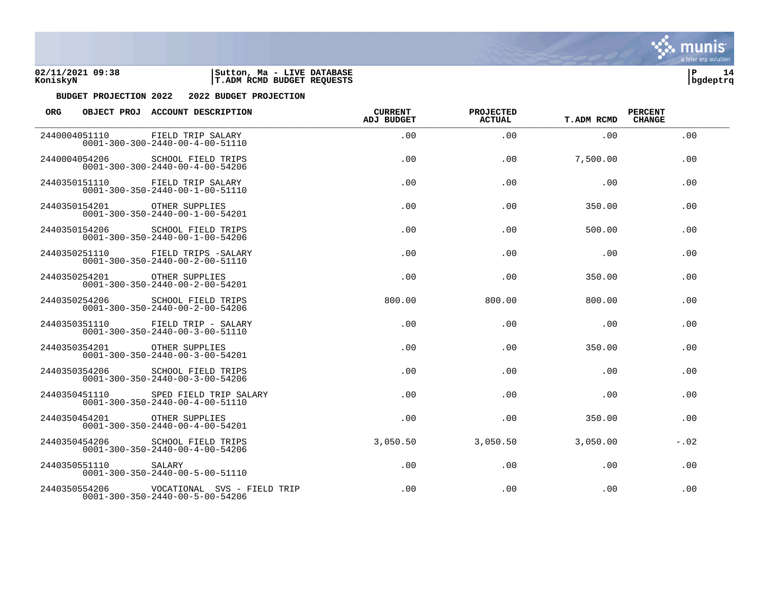**BUDGET PROJECTION 2022 2022 BUDGET PROJECTION**

| ORG | OBJECT PROJ | ACCOUNT DESCRIPTION | CURRENT ADJ BUDGET | PROJECTED ACTUAL | T.ADM RCMD | PERCENT CHANGE |
|---|---|---|---|---|---|---|
| 2440004051110 | | FIELD TRIP SALARY<br>0001-300-300-2440-00-4-00-51110 | .00 | .00 | .00 | .00 |
| 2440004054206 | | SCHOOL FIELD TRIPS<br>0001-300-300-2440-00-4-00-54206 | .00 | .00 | 7,500.00 | .00 |
| 2440350151110 | | FIELD TRIP SALARY<br>0001-300-350-2440-00-1-00-51110 | .00 | .00 | .00 | .00 |
| 2440350154201 | | OTHER SUPPLIES<br>0001-300-350-2440-00-1-00-54201 | .00 | .00 | 350.00 | .00 |
| 2440350154206 | | SCHOOL FIELD TRIPS<br>0001-300-350-2440-00-1-00-54206 | .00 | .00 | 500.00 | .00 |
| 2440350251110 | | FIELD TRIPS -SALARY<br>0001-300-350-2440-00-2-00-51110 | .00 | .00 | .00 | .00 |
| 2440350254201 | | OTHER SUPPLIES<br>0001-300-350-2440-00-2-00-54201 | .00 | .00 | 350.00 | .00 |
| 2440350254206 | | SCHOOL FIELD TRIPS<br>0001-300-350-2440-00-2-00-54206 | 800.00 | 800.00 | 800.00 | .00 |
| 2440350351110 | | FIELD TRIP - SALARY<br>0001-300-350-2440-00-3-00-51110 | .00 | .00 | .00 | .00 |
| 2440350354201 | | OTHER SUPPLIES<br>0001-300-350-2440-00-3-00-54201 | .00 | .00 | 350.00 | .00 |
| 2440350354206 | | SCHOOL FIELD TRIPS<br>0001-300-350-2440-00-3-00-54206 | .00 | .00 | .00 | .00 |
| 2440350451110 | | SPED FIELD TRIP SALARY<br>0001-300-350-2440-00-4-00-51110 | .00 | .00 | .00 | .00 |
| 2440350454201 | | OTHER SUPPLIES<br>0001-300-350-2440-00-4-00-54201 | .00 | .00 | 350.00 | .00 |
| 2440350454206 | | SCHOOL FIELD TRIPS<br>0001-300-350-2440-00-4-00-54206 | 3,050.50 | 3,050.50 | 3,050.00 | -.02 |
| 2440350551110 | | SALARY<br>0001-300-350-2440-00-5-00-51110 | .00 | .00 | .00 | .00 |
| 2440350554206 | | VOCATIONAL SVS - FIELD TRIP<br>0001-300-350-2440-00-5-00-54206 | .00 | .00 | .00 | .00 |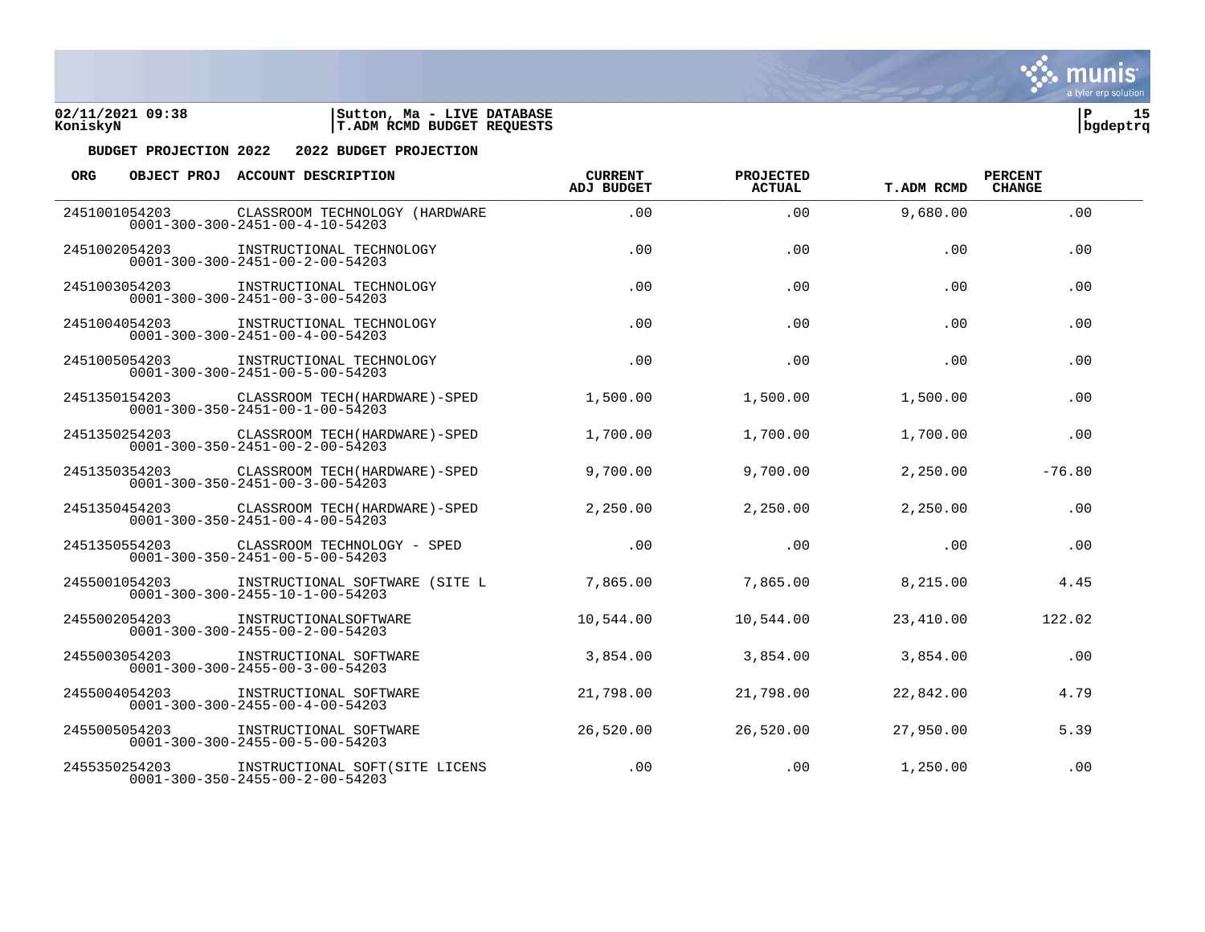**BUDGET PROJECTION 2022   2022 BUDGET PROJECTION**

| ORG | OBJECT PROJ | ACCOUNT DESCRIPTION | CURRENT ADJ BUDGET | PROJECTED ACTUAL | T.ADM RCMD | PERCENT CHANGE |
|---|---|---|---|---|---|---|
| 2451001054203 | | CLASSROOM TECHNOLOGY (HARDWARE 0001-300-300-2451-00-4-10-54203 | .00 | .00 | 9,680.00 | .00 |
| 2451002054203 | | INSTRUCTIONAL TECHNOLOGY 0001-300-300-2451-00-2-00-54203 | .00 | .00 | .00 | .00 |
| 2451003054203 | | INSTRUCTIONAL TECHNOLOGY 0001-300-300-2451-00-3-00-54203 | .00 | .00 | .00 | .00 |
| 2451004054203 | | INSTRUCTIONAL TECHNOLOGY 0001-300-300-2451-00-4-00-54203 | .00 | .00 | .00 | .00 |
| 2451005054203 | | INSTRUCTIONAL TECHNOLOGY 0001-300-300-2451-00-5-00-54203 | .00 | .00 | .00 | .00 |
| 2451350154203 | | CLASSROOM TECH(HARDWARE)-SPED 0001-300-350-2451-00-1-00-54203 | 1,500.00 | 1,500.00 | 1,500.00 | .00 |
| 2451350254203 | | CLASSROOM TECH(HARDWARE)-SPED 0001-300-350-2451-00-2-00-54203 | 1,700.00 | 1,700.00 | 1,700.00 | .00 |
| 2451350354203 | | CLASSROOM TECH(HARDWARE)-SPED 0001-300-350-2451-00-3-00-54203 | 9,700.00 | 9,700.00 | 2,250.00 | -76.80 |
| 2451350454203 | | CLASSROOM TECH(HARDWARE)-SPED 0001-300-350-2451-00-4-00-54203 | 2,250.00 | 2,250.00 | 2,250.00 | .00 |
| 2451350554203 | | CLASSROOM TECHNOLOGY - SPED 0001-300-350-2451-00-5-00-54203 | .00 | .00 | .00 | .00 |
| 2455001054203 | | INSTRUCTIONAL SOFTWARE (SITE L 0001-300-300-2455-10-1-00-54203 | 7,865.00 | 7,865.00 | 8,215.00 | 4.45 |
| 2455002054203 | | INSTRUCTIONALSOFTWARE 0001-300-300-2455-00-2-00-54203 | 10,544.00 | 10,544.00 | 23,410.00 | 122.02 |
| 2455003054203 | | INSTRUCTIONAL SOFTWARE 0001-300-300-2455-00-3-00-54203 | 3,854.00 | 3,854.00 | 3,854.00 | .00 |
| 2455004054203 | | INSTRUCTIONAL SOFTWARE 0001-300-300-2455-00-4-00-54203 | 21,798.00 | 21,798.00 | 22,842.00 | 4.79 |
| 2455005054203 | | INSTRUCTIONAL SOFTWARE 0001-300-300-2455-00-5-00-54203 | 26,520.00 | 26,520.00 | 27,950.00 | 5.39 |
| 2455350254203 | | INSTRUCTIONAL SOFT(SITE LICENS 0001-300-350-2455-00-2-00-54203 | .00 | .00 | 1,250.00 | .00 |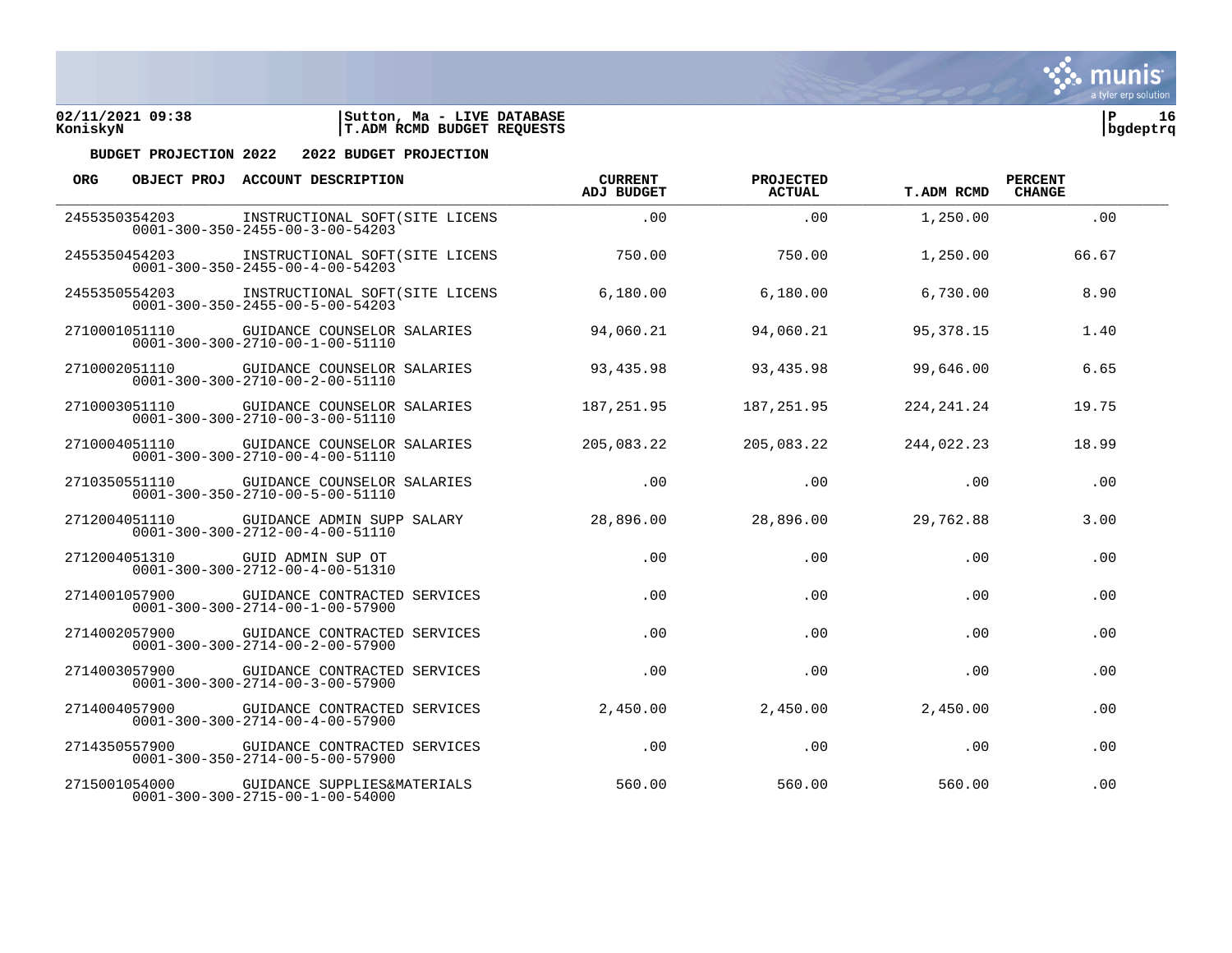02/11/2021 09:38 | Sutton, Ma - LIVE DATABASE
KoniskyN | T.ADM RCMD BUDGET REQUESTS | bgdeptrq

**BUDGET PROJECTION 2022 2022 BUDGET PROJECTION**

| ORG | OBJECT PROJ ACCOUNT DESCRIPTION | CURRENT ADJ BUDGET | PROJECTED ACTUAL | T.ADM RCMD | PERCENT CHANGE |
|---|---|---|---|---|---|
| 2455350354203<br>0001-300-350-2455-00-3-00-54203 | INSTRUCTIONAL SOFT(SITE LICENS | .00 | .00 | 1,250.00 | .00 |
| 2455350454203<br>0001-300-350-2455-00-4-00-54203 | INSTRUCTIONAL SOFT(SITE LICENS | 750.00 | 750.00 | 1,250.00 | 66.67 |
| 2455350554203<br>0001-300-350-2455-00-5-00-54203 | INSTRUCTIONAL SOFT(SITE LICENS | 6,180.00 | 6,180.00 | 6,730.00 | 8.90 |
| 2710001051110<br>0001-300-300-2710-00-1-00-51110 | GUIDANCE COUNSELOR SALARIES | 94,060.21 | 94,060.21 | 95,378.15 | 1.40 |
| 2710002051110<br>0001-300-300-2710-00-2-00-51110 | GUIDANCE COUNSELOR SALARIES | 93,435.98 | 93,435.98 | 99,646.00 | 6.65 |
| 2710003051110<br>0001-300-300-2710-00-3-00-51110 | GUIDANCE COUNSELOR SALARIES | 187,251.95 | 187,251.95 | 224,241.24 | 19.75 |
| 2710004051110<br>0001-300-300-2710-00-4-00-51110 | GUIDANCE COUNSELOR SALARIES | 205,083.22 | 205,083.22 | 244,022.23 | 18.99 |
| 2710350551110<br>0001-300-350-2710-00-5-00-51110 | GUIDANCE COUNSELOR SALARIES | .00 | .00 | .00 | .00 |
| 2712004051110<br>0001-300-300-2712-00-4-00-51110 | GUIDANCE ADMIN SUPP SALARY | 28,896.00 | 28,896.00 | 29,762.88 | 3.00 |
| 2712004051310<br>0001-300-300-2712-00-4-00-51310 | GUID ADMIN SUP OT | .00 | .00 | .00 | .00 |
| 2714001057900<br>0001-300-300-2714-00-1-00-57900 | GUIDANCE CONTRACTED SERVICES | .00 | .00 | .00 | .00 |
| 2714002057900<br>0001-300-300-2714-00-2-00-57900 | GUIDANCE CONTRACTED SERVICES | .00 | .00 | .00 | .00 |
| 2714003057900<br>0001-300-300-2714-00-3-00-57900 | GUIDANCE CONTRACTED SERVICES | .00 | .00 | .00 | .00 |
| 2714004057900<br>0001-300-300-2714-00-4-00-57900 | GUIDANCE CONTRACTED SERVICES | 2,450.00 | 2,450.00 | 2,450.00 | .00 |
| 2714350557900<br>0001-300-350-2714-00-5-00-57900 | GUIDANCE CONTRACTED SERVICES | .00 | .00 | .00 | .00 |
| 2715001054000<br>0001-300-300-2715-00-1-00-54000 | GUIDANCE SUPPLIES&MATERIALS | 560.00 | 560.00 | 560.00 | .00 |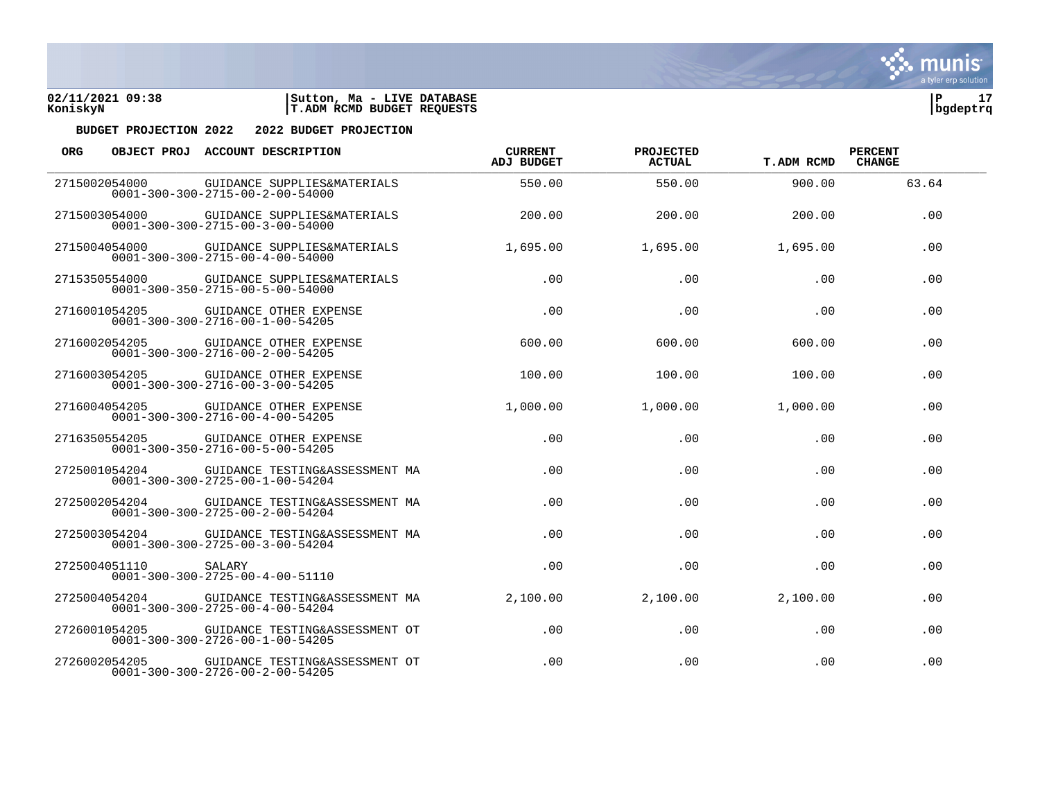**BUDGET PROJECTION 2022   2022 BUDGET PROJECTION**

| ORG | OBJECT PROJ | ACCOUNT DESCRIPTION | CURRENT ADJ BUDGET | PROJECTED ACTUAL | T.ADM RCMD | PERCENT CHANGE |
|---|---|---|---|---|---|---|
| 2715002054000 | 0001-300-300-2715-00-2-00-54000 | GUIDANCE SUPPLIES&MATERIALS | 550.00 | 550.00 | 900.00 | 63.64 |
| 2715003054000 | 0001-300-300-2715-00-3-00-54000 | GUIDANCE SUPPLIES&MATERIALS | 200.00 | 200.00 | 200.00 | .00 |
| 2715004054000 | 0001-300-300-2715-00-4-00-54000 | GUIDANCE SUPPLIES&MATERIALS | 1,695.00 | 1,695.00 | 1,695.00 | .00 |
| 2715350554000 | 0001-300-350-2715-00-5-00-54000 | GUIDANCE SUPPLIES&MATERIALS | .00 | .00 | .00 | .00 |
| 2716001054205 | 0001-300-300-2716-00-1-00-54205 | GUIDANCE OTHER EXPENSE | .00 | .00 | .00 | .00 |
| 2716002054205 | 0001-300-300-2716-00-2-00-54205 | GUIDANCE OTHER EXPENSE | 600.00 | 600.00 | 600.00 | .00 |
| 2716003054205 | 0001-300-300-2716-00-3-00-54205 | GUIDANCE OTHER EXPENSE | 100.00 | 100.00 | 100.00 | .00 |
| 2716004054205 | 0001-300-300-2716-00-4-00-54205 | GUIDANCE OTHER EXPENSE | 1,000.00 | 1,000.00 | 1,000.00 | .00 |
| 2716350554205 | 0001-300-350-2716-00-5-00-54205 | GUIDANCE OTHER EXPENSE | .00 | .00 | .00 | .00 |
| 2725001054204 | 0001-300-300-2725-00-1-00-54204 | GUIDANCE TESTING&ASSESSMENT MA | .00 | .00 | .00 | .00 |
| 2725002054204 | 0001-300-300-2725-00-2-00-54204 | GUIDANCE TESTING&ASSESSMENT MA | .00 | .00 | .00 | .00 |
| 2725003054204 | 0001-300-300-2725-00-3-00-54204 | GUIDANCE TESTING&ASSESSMENT MA | .00 | .00 | .00 | .00 |
| 2725004051110 | 0001-300-300-2725-00-4-00-51110 | SALARY | .00 | .00 | .00 | .00 |
| 2725004054204 | 0001-300-300-2725-00-4-00-54204 | GUIDANCE TESTING&ASSESSMENT MA | 2,100.00 | 2,100.00 | 2,100.00 | .00 |
| 2726001054205 | 0001-300-300-2726-00-1-00-54205 | GUIDANCE TESTING&ASSESSMENT OT | .00 | .00 | .00 | .00 |
| 2726002054205 | 0001-300-300-2726-00-2-00-54205 | GUIDANCE TESTING&ASSESSMENT OT | .00 | .00 | .00 | .00 |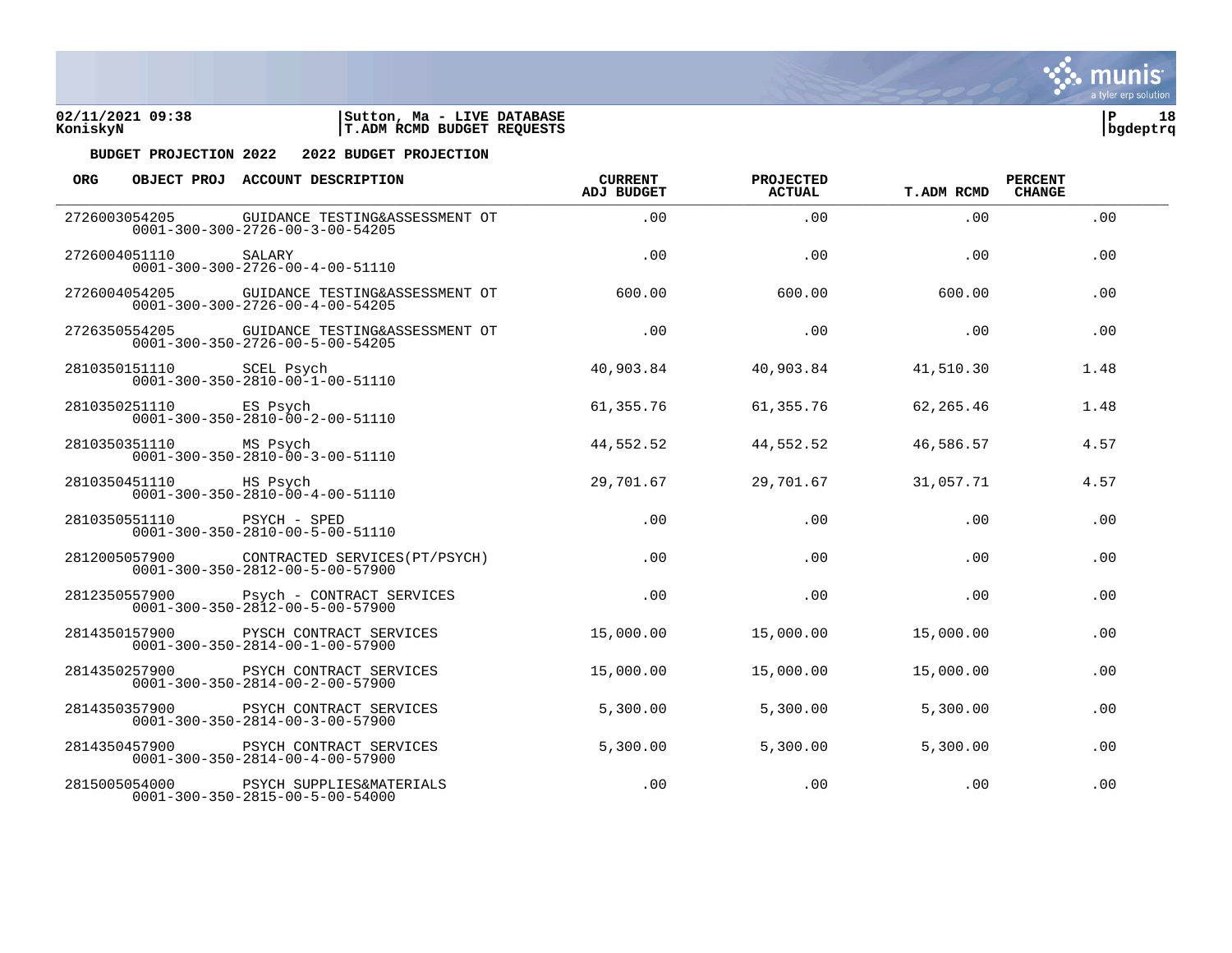02/11/2021 09:38 | Sutton, Ma - LIVE DATABASE
KoniskyN | T.ADM RCMD BUDGET REQUESTS

**BUDGET PROJECTION 2022 2022 BUDGET PROJECTION**

| ORG | OBJECT PROJ | ACCOUNT DESCRIPTION | CURRENT ADJ BUDGET | PROJECTED ACTUAL | T.ADM RCMD | PERCENT CHANGE |
|---|---|---|---|---|---|---|
| 2726003054205 | 0001-300-300-2726-00-3-00-54205 | GUIDANCE TESTING&ASSESSMENT OT | .00 | .00 | .00 | .00 |
| 2726004051110 | 0001-300-300-2726-00-4-00-51110 | SALARY | .00 | .00 | .00 | .00 |
| 2726004054205 | 0001-300-300-2726-00-4-00-54205 | GUIDANCE TESTING&ASSESSMENT OT | 600.00 | 600.00 | 600.00 | .00 |
| 2726350554205 | 0001-300-350-2726-00-5-00-54205 | GUIDANCE TESTING&ASSESSMENT OT | .00 | .00 | .00 | .00 |
| 2810350151110 | 0001-300-350-2810-00-1-00-51110 | SCEL Psych | 40,903.84 | 40,903.84 | 41,510.30 | 1.48 |
| 2810350251110 | 0001-300-350-2810-00-2-00-51110 | ES Psych | 61,355.76 | 61,355.76 | 62,265.46 | 1.48 |
| 2810350351110 | 0001-300-350-2810-00-3-00-51110 | MS Psych | 44,552.52 | 44,552.52 | 46,586.57 | 4.57 |
| 2810350451110 | 0001-300-350-2810-00-4-00-51110 | HS Psych | 29,701.67 | 29,701.67 | 31,057.71 | 4.57 |
| 2810350551110 | 0001-300-350-2810-00-5-00-51110 | PSYCH - SPED | .00 | .00 | .00 | .00 |
| 2812005057900 | 0001-300-350-2812-00-5-00-57900 | CONTRACTED SERVICES(PT/PSYCH) | .00 | .00 | .00 | .00 |
| 2812350557900 | 0001-300-350-2812-00-5-00-57900 | Psych - CONTRACT SERVICES | .00 | .00 | .00 | .00 |
| 2814350157900 | 0001-300-350-2814-00-1-00-57900 | PYSCH CONTRACT SERVICES | 15,000.00 | 15,000.00 | 15,000.00 | .00 |
| 2814350257900 | 0001-300-350-2814-00-2-00-57900 | PSYCH CONTRACT SERVICES | 15,000.00 | 15,000.00 | 15,000.00 | .00 |
| 2814350357900 | 0001-300-350-2814-00-3-00-57900 | PSYCH CONTRACT SERVICES | 5,300.00 | 5,300.00 | 5,300.00 | .00 |
| 2814350457900 | 0001-300-350-2814-00-4-00-57900 | PSYCH CONTRACT SERVICES | 5,300.00 | 5,300.00 | 5,300.00 | .00 |
| 2815005054000 | 0001-300-350-2815-00-5-00-54000 | PSYCH SUPPLIES&MATERIALS | .00 | .00 | .00 | .00 |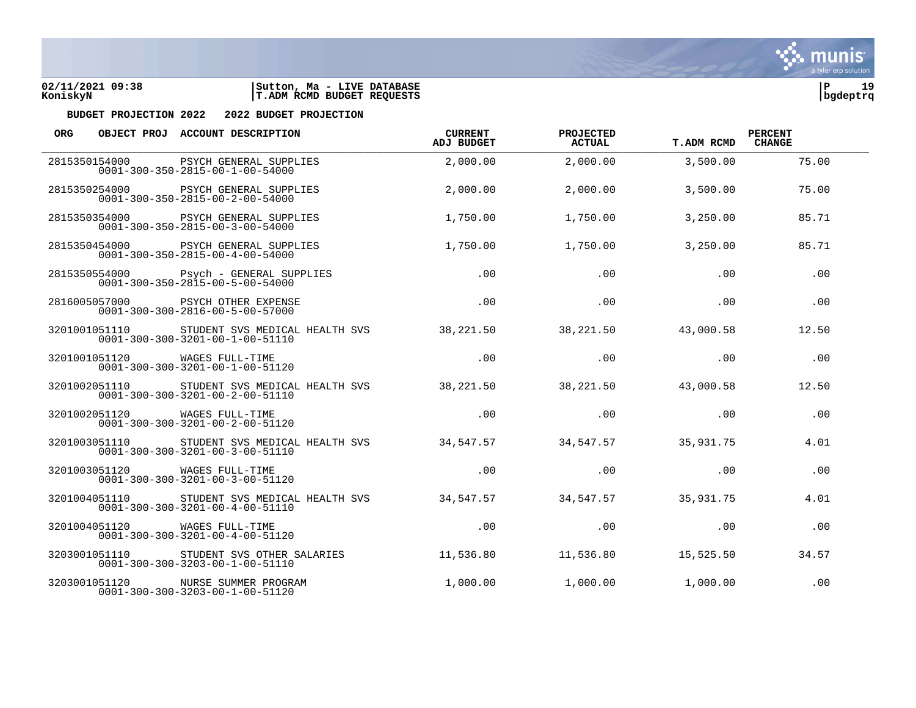**BUDGET PROJECTION 2022 2022 BUDGET PROJECTION**

| ORG | OBJECT PROJ | ACCOUNT DESCRIPTION | CURRENT ADJ BUDGET | PROJECTED ACTUAL | T.ADM RCMD | PERCENT CHANGE |
|---|---|---|---|---|---|---|
| 2815350154000 | | PSYCH GENERAL SUPPLIES<br>0001-300-350-2815-00-1-00-54000 | 2,000.00 | 2,000.00 | 3,500.00 | 75.00 |
| 2815350254000 | | PSYCH GENERAL SUPPLIES<br>0001-300-350-2815-00-2-00-54000 | 2,000.00 | 2,000.00 | 3,500.00 | 75.00 |
| 2815350354000 | | PSYCH GENERAL SUPPLIES<br>0001-300-350-2815-00-3-00-54000 | 1,750.00 | 1,750.00 | 3,250.00 | 85.71 |
| 2815350454000 | | PSYCH GENERAL SUPPLIES<br>0001-300-350-2815-00-4-00-54000 | 1,750.00 | 1,750.00 | 3,250.00 | 85.71 |
| 2815350554000 | | Psych - GENERAL SUPPLIES<br>0001-300-350-2815-00-5-00-54000 | .00 | .00 | .00 | .00 |
| 2816005057000 | | PSYCH OTHER EXPENSE<br>0001-300-300-2816-00-5-00-57000 | .00 | .00 | .00 | .00 |
| 3201001051110 | | STUDENT SVS MEDICAL HEALTH SVS<br>0001-300-300-3201-00-1-00-51110 | 38,221.50 | 38,221.50 | 43,000.58 | 12.50 |
| 3201001051120 | | WAGES FULL-TIME<br>0001-300-300-3201-00-1-00-51120 | .00 | .00 | .00 | .00 |
| 3201002051110 | | STUDENT SVS MEDICAL HEALTH SVS<br>0001-300-300-3201-00-2-00-51110 | 38,221.50 | 38,221.50 | 43,000.58 | 12.50 |
| 3201002051120 | | WAGES FULL-TIME<br>0001-300-300-3201-00-2-00-51120 | .00 | .00 | .00 | .00 |
| 3201003051110 | | STUDENT SVS MEDICAL HEALTH SVS<br>0001-300-300-3201-00-3-00-51110 | 34,547.57 | 34,547.57 | 35,931.75 | 4.01 |
| 3201003051120 | | WAGES FULL-TIME<br>0001-300-300-3201-00-3-00-51120 | .00 | .00 | .00 | .00 |
| 3201004051110 | | STUDENT SVS MEDICAL HEALTH SVS<br>0001-300-300-3201-00-4-00-51110 | 34,547.57 | 34,547.57 | 35,931.75 | 4.01 |
| 3201004051120 | | WAGES FULL-TIME<br>0001-300-300-3201-00-4-00-51120 | .00 | .00 | .00 | .00 |
| 3203001051110 | | STUDENT SVS OTHER SALARIES<br>0001-300-300-3203-00-1-00-51110 | 11,536.80 | 11,536.80 | 15,525.50 | 34.57 |
| 3203001051120 | | NURSE SUMMER PROGRAM<br>0001-300-300-3203-00-1-00-51120 | 1,000.00 | 1,000.00 | 1,000.00 | .00 |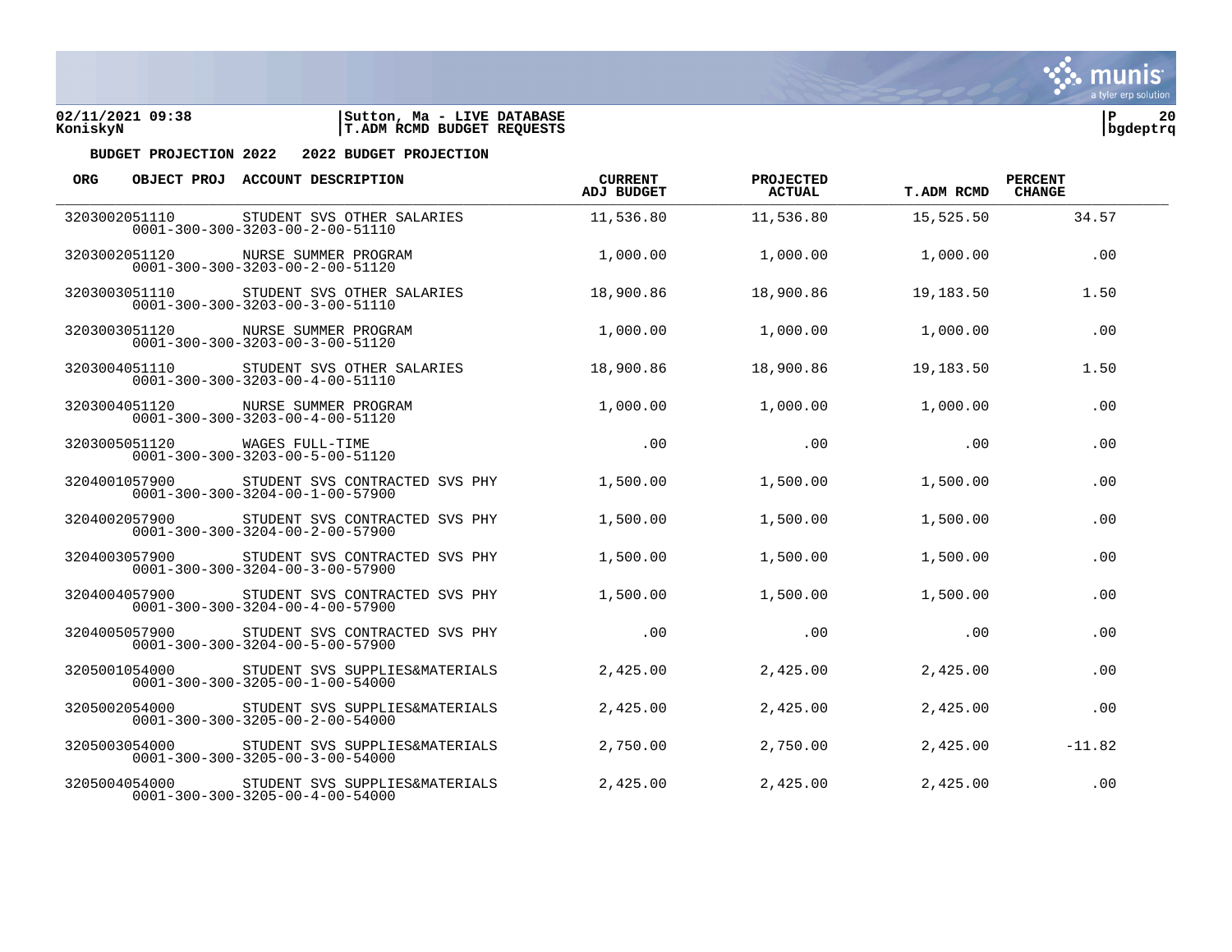02/11/2021 09:38 | Sutton, Ma - LIVE DATABASE
KoniskyN | T.ADM RCMD BUDGET REQUESTS

**BUDGET PROJECTION 2022 2022 BUDGET PROJECTION**

| ORG OBJECT PROJ | ACCOUNT DESCRIPTION | CURRENT ADJ BUDGET | PROJECTED ACTUAL | T.ADM RCMD | PERCENT CHANGE |
|---|---|---|---|---|---|
| 3203002051110<br>0001-300-300-3203-00-2-00-51110 | STUDENT SVS OTHER SALARIES | 11,536.80 | 11,536.80 | 15,525.50 | 34.57 |
| 3203002051120<br>0001-300-300-3203-00-2-00-51120 | NURSE SUMMER PROGRAM | 1,000.00 | 1,000.00 | 1,000.00 | .00 |
| 3203003051110<br>0001-300-300-3203-00-3-00-51110 | STUDENT SVS OTHER SALARIES | 18,900.86 | 18,900.86 | 19,183.50 | 1.50 |
| 3203003051120<br>0001-300-300-3203-00-3-00-51120 | NURSE SUMMER PROGRAM | 1,000.00 | 1,000.00 | 1,000.00 | .00 |
| 3203004051110<br>0001-300-300-3203-00-4-00-51110 | STUDENT SVS OTHER SALARIES | 18,900.86 | 18,900.86 | 19,183.50 | 1.50 |
| 3203004051120<br>0001-300-300-3203-00-4-00-51120 | NURSE SUMMER PROGRAM | 1,000.00 | 1,000.00 | 1,000.00 | .00 |
| 3203005051120<br>0001-300-300-3203-00-5-00-51120 | WAGES FULL-TIME | .00 | .00 | .00 | .00 |
| 3204001057900<br>0001-300-300-3204-00-1-00-57900 | STUDENT SVS CONTRACTED SVS PHY | 1,500.00 | 1,500.00 | 1,500.00 | .00 |
| 3204002057900<br>0001-300-300-3204-00-2-00-57900 | STUDENT SVS CONTRACTED SVS PHY | 1,500.00 | 1,500.00 | 1,500.00 | .00 |
| 3204003057900<br>0001-300-300-3204-00-3-00-57900 | STUDENT SVS CONTRACTED SVS PHY | 1,500.00 | 1,500.00 | 1,500.00 | .00 |
| 3204004057900<br>0001-300-300-3204-00-4-00-57900 | STUDENT SVS CONTRACTED SVS PHY | 1,500.00 | 1,500.00 | 1,500.00 | .00 |
| 3204005057900<br>0001-300-300-3204-00-5-00-57900 | STUDENT SVS CONTRACTED SVS PHY | .00 | .00 | .00 | .00 |
| 3205001054000<br>0001-300-300-3205-00-1-00-54000 | STUDENT SVS SUPPLIES&MATERIALS | 2,425.00 | 2,425.00 | 2,425.00 | .00 |
| 3205002054000<br>0001-300-300-3205-00-2-00-54000 | STUDENT SVS SUPPLIES&MATERIALS | 2,425.00 | 2,425.00 | 2,425.00 | .00 |
| 3205003054000<br>0001-300-300-3205-00-3-00-54000 | STUDENT SVS SUPPLIES&MATERIALS | 2,750.00 | 2,750.00 | 2,425.00 | -11.82 |
| 3205004054000<br>0001-300-300-3205-00-4-00-54000 | STUDENT SVS SUPPLIES&MATERIALS | 2,425.00 | 2,425.00 | 2,425.00 | .00 |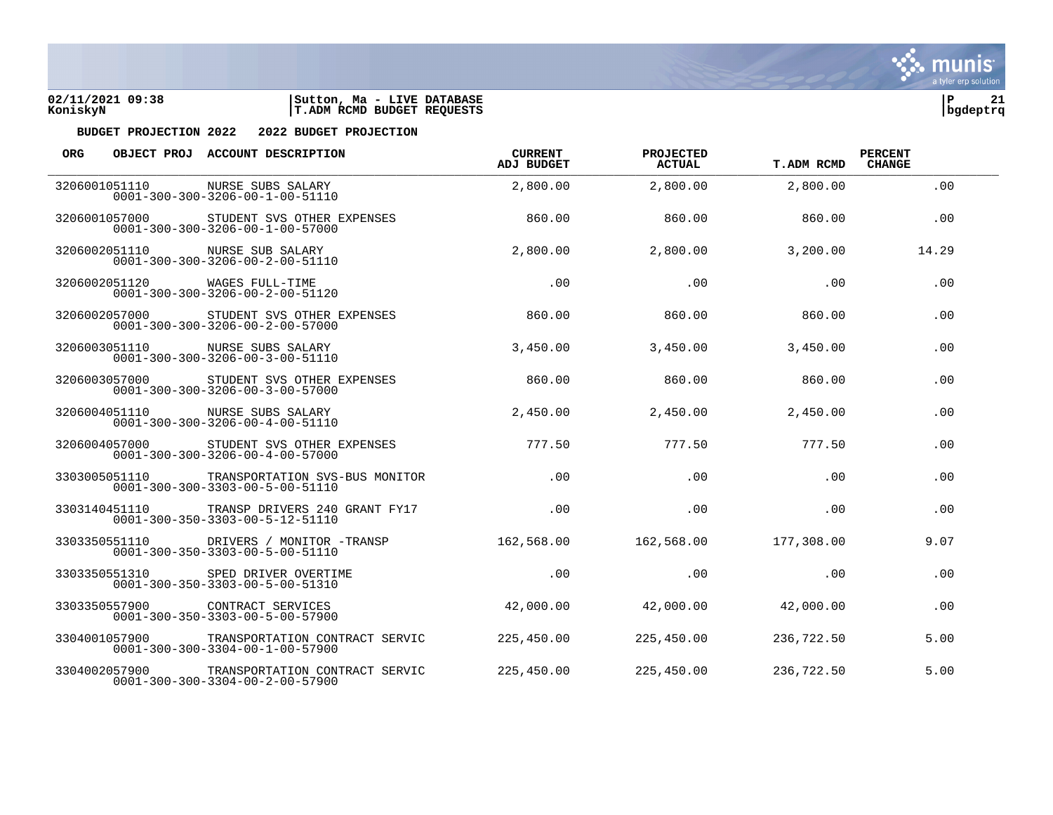02/11/2021 09:38 | Sutton, Ma - LIVE DATABASE
KoniskyN | T.ADM RCMD BUDGET REQUESTS | bgdeptrq

**BUDGET PROJECTION 2022  2022 BUDGET PROJECTION**

| ORG | OBJECT PROJ | ACCOUNT DESCRIPTION | CURRENT ADJ BUDGET | PROJECTED ACTUAL | T.ADM RCMD | PERCENT CHANGE |
|---|---|---|---|---|---|---|
| 3206001051110 | | NURSE SUBS SALARY<br>0001-300-300-3206-00-1-00-51110 | 2,800.00 | 2,800.00 | 2,800.00 | .00 |
| 3206001057000 | | STUDENT SVS OTHER EXPENSES<br>0001-300-300-3206-00-1-00-57000 | 860.00 | 860.00 | 860.00 | .00 |
| 3206002051110 | | NURSE SUB SALARY<br>0001-300-300-3206-00-2-00-51110 | 2,800.00 | 2,800.00 | 3,200.00 | 14.29 |
| 3206002051120 | | WAGES FULL-TIME<br>0001-300-300-3206-00-2-00-51120 | .00 | .00 | .00 | .00 |
| 3206002057000 | | STUDENT SVS OTHER EXPENSES<br>0001-300-300-3206-00-2-00-57000 | 860.00 | 860.00 | 860.00 | .00 |
| 3206003051110 | | NURSE SUBS SALARY<br>0001-300-300-3206-00-3-00-51110 | 3,450.00 | 3,450.00 | 3,450.00 | .00 |
| 3206003057000 | | STUDENT SVS OTHER EXPENSES<br>0001-300-300-3206-00-3-00-57000 | 860.00 | 860.00 | 860.00 | .00 |
| 3206004051110 | | NURSE SUBS SALARY<br>0001-300-300-3206-00-4-00-51110 | 2,450.00 | 2,450.00 | 2,450.00 | .00 |
| 3206004057000 | | STUDENT SVS OTHER EXPENSES<br>0001-300-300-3206-00-4-00-57000 | 777.50 | 777.50 | 777.50 | .00 |
| 3303005051110 | | TRANSPORTATION SVS-BUS MONITOR<br>0001-300-300-3303-00-5-00-51110 | .00 | .00 | .00 | .00 |
| 3303140451110 | | TRANSP DRIVERS 240 GRANT FY17<br>0001-300-350-3303-00-5-12-51110 | .00 | .00 | .00 | .00 |
| 3303350551110 | | DRIVERS / MONITOR -TRANSP<br>0001-300-350-3303-00-5-00-51110 | 162,568.00 | 162,568.00 | 177,308.00 | 9.07 |
| 3303350551310 | | SPED DRIVER OVERTIME<br>0001-300-350-3303-00-5-00-51310 | .00 | .00 | .00 | .00 |
| 3303350557900 | | CONTRACT SERVICES<br>0001-300-350-3303-00-5-00-57900 | 42,000.00 | 42,000.00 | 42,000.00 | .00 |
| 3304001057900 | | TRANSPORTATION CONTRACT SERVIC<br>0001-300-300-3304-00-1-00-57900 | 225,450.00 | 225,450.00 | 236,722.50 | 5.00 |
| 3304002057900 | | TRANSPORTATION CONTRACT SERVIC<br>0001-300-300-3304-00-2-00-57900 | 225,450.00 | 225,450.00 | 236,722.50 | 5.00 |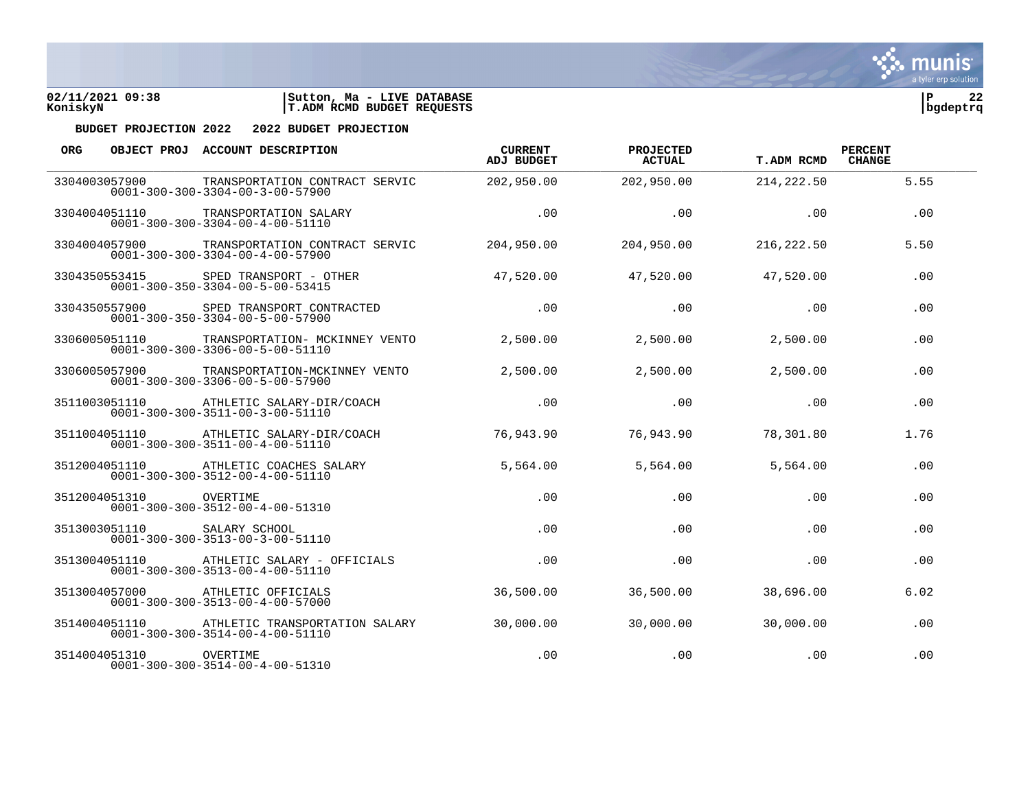**BUDGET PROJECTION 2022 2022 BUDGET PROJECTION**

| ORG | OBJECT PROJ | ACCOUNT DESCRIPTION | CURRENT ADJ BUDGET | PROJECTED ACTUAL | T.ADM RCMD | PERCENT CHANGE |
|---|---|---|---|---|---|---|
| 3304003057900 | 0001-300-300-3304-00-3-00-57900 | TRANSPORTATION CONTRACT SERVIC | 202,950.00 | 202,950.00 | 214,222.50 | 5.55 |
| 3304004051110 | 0001-300-300-3304-00-4-00-51110 | TRANSPORTATION SALARY | .00 | .00 | .00 | .00 |
| 3304004057900 | 0001-300-300-3304-00-4-00-57900 | TRANSPORTATION CONTRACT SERVIC | 204,950.00 | 204,950.00 | 216,222.50 | 5.50 |
| 3304350553415 | 0001-300-350-3304-00-5-00-53415 | SPED TRANSPORT - OTHER | 47,520.00 | 47,520.00 | 47,520.00 | .00 |
| 3304350557900 | 0001-300-350-3304-00-5-00-57900 | SPED TRANSPORT CONTRACTED | .00 | .00 | .00 | .00 |
| 3306005051110 | 0001-300-300-3306-00-5-00-51110 | TRANSPORTATION- MCKINNEY VENTO | 2,500.00 | 2,500.00 | 2,500.00 | .00 |
| 3306005057900 | 0001-300-300-3306-00-5-00-57900 | TRANSPORTATION-MCKINNEY VENTO | 2,500.00 | 2,500.00 | 2,500.00 | .00 |
| 3511003051110 | 0001-300-300-3511-00-3-00-51110 | ATHLETIC SALARY-DIR/COACH | .00 | .00 | .00 | .00 |
| 3511004051110 | 0001-300-300-3511-00-4-00-51110 | ATHLETIC SALARY-DIR/COACH | 76,943.90 | 76,943.90 | 78,301.80 | 1.76 |
| 3512004051110 | 0001-300-300-3512-00-4-00-51110 | ATHLETIC COACHES SALARY | 5,564.00 | 5,564.00 | 5,564.00 | .00 |
| 3512004051310 | 0001-300-300-3512-00-4-00-51310 | OVERTIME | .00 | .00 | .00 | .00 |
| 3513003051110 | 0001-300-300-3513-00-3-00-51110 | SALARY SCHOOL | .00 | .00 | .00 | .00 |
| 3513004051110 | 0001-300-300-3513-00-4-00-51110 | ATHLETIC SALARY - OFFICIALS | .00 | .00 | .00 | .00 |
| 3513004057000 | 0001-300-300-3513-00-4-00-57000 | ATHLETIC OFFICIALS | 36,500.00 | 36,500.00 | 38,696.00 | 6.02 |
| 3514004051110 | 0001-300-300-3514-00-4-00-51110 | ATHLETIC TRANSPORTATION SALARY | 30,000.00 | 30,000.00 | 30,000.00 | .00 |
| 3514004051310 | 0001-300-300-3514-00-4-00-51310 | OVERTIME | .00 | .00 | .00 | .00 |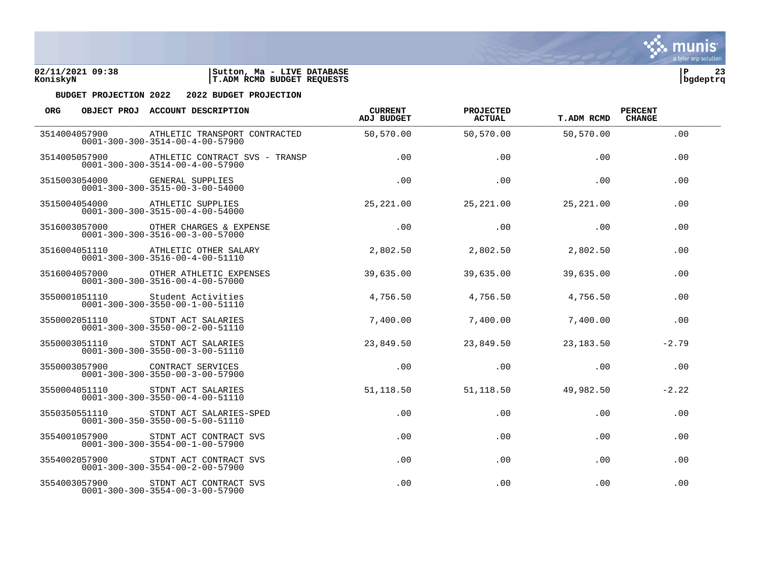**BUDGET PROJECTION 2022 2022 BUDGET PROJECTION**

| ORG | OBJECT PROJ | ACCOUNT DESCRIPTION | CURRENT ADJ BUDGET | PROJECTED ACTUAL | T.ADM RCMD | PERCENT CHANGE |
|---|---|---|---|---|---|---|
| 3514004057900 | | ATHLETIC TRANSPORT CONTRACTED<br>0001-300-300-3514-00-4-00-57900 | 50,570.00 | 50,570.00 | 50,570.00 | .00 |
| 3514005057900 | | ATHLETIC CONTRACT SVS - TRANSP<br>0001-300-300-3514-00-4-00-57900 | .00 | .00 | .00 | .00 |
| 3515003054000 | | GENERAL SUPPLIES<br>0001-300-300-3515-00-3-00-54000 | .00 | .00 | .00 | .00 |
| 3515004054000 | | ATHLETIC SUPPLIES<br>0001-300-300-3515-00-4-00-54000 | 25,221.00 | 25,221.00 | 25,221.00 | .00 |
| 3516003057000 | | OTHER CHARGES & EXPENSE<br>0001-300-300-3516-00-3-00-57000 | .00 | .00 | .00 | .00 |
| 3516004051110 | | ATHLETIC OTHER SALARY<br>0001-300-300-3516-00-4-00-51110 | 2,802.50 | 2,802.50 | 2,802.50 | .00 |
| 3516004057000 | | OTHER ATHLETIC EXPENSES<br>0001-300-300-3516-00-4-00-57000 | 39,635.00 | 39,635.00 | 39,635.00 | .00 |
| 3550001051110 | | Student Activities<br>0001-300-300-3550-00-1-00-51110 | 4,756.50 | 4,756.50 | 4,756.50 | .00 |
| 3550002051110 | | STDNT ACT SALARIES<br>0001-300-300-3550-00-2-00-51110 | 7,400.00 | 7,400.00 | 7,400.00 | .00 |
| 3550003051110 | | STDNT ACT SALARIES<br>0001-300-300-3550-00-3-00-51110 | 23,849.50 | 23,849.50 | 23,183.50 | -2.79 |
| 3550003057900 | | CONTRACT SERVICES<br>0001-300-300-3550-00-3-00-57900 | .00 | .00 | .00 | .00 |
| 3550004051110 | | STDNT ACT SALARIES<br>0001-300-300-3550-00-4-00-51110 | 51,118.50 | 51,118.50 | 49,982.50 | -2.22 |
| 3550350551110 | | STDNT ACT SALARIES-SPED<br>0001-300-350-3550-00-5-00-51110 | .00 | .00 | .00 | .00 |
| 3554001057900 | | STDNT ACT CONTRACT SVS<br>0001-300-300-3554-00-1-00-57900 | .00 | .00 | .00 | .00 |
| 3554002057900 | | STDNT ACT CONTRACT SVS<br>0001-300-300-3554-00-2-00-57900 | .00 | .00 | .00 | .00 |
| 3554003057900 | | STDNT ACT CONTRACT SVS<br>0001-300-300-3554-00-3-00-57900 | .00 | .00 | .00 | .00 |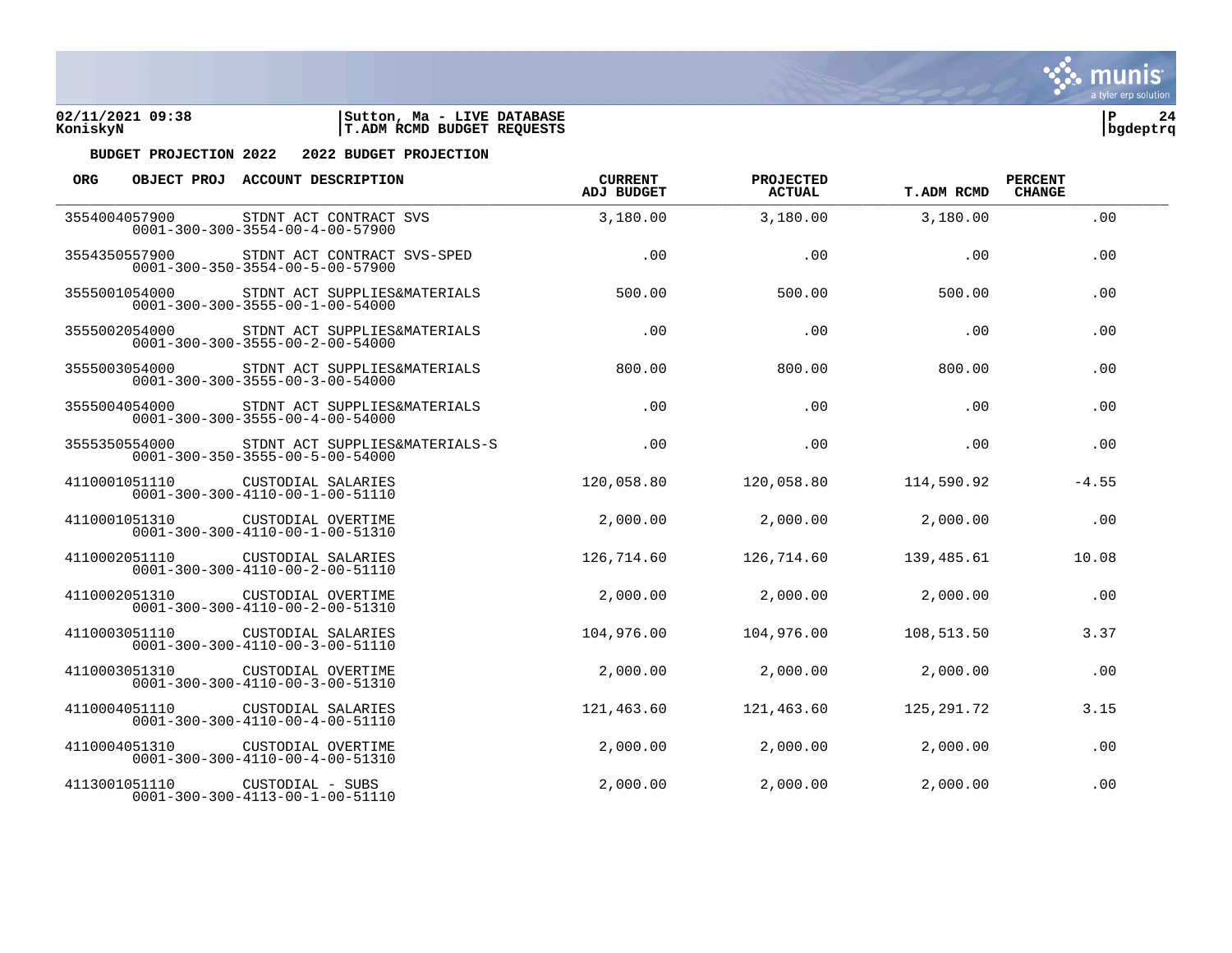**BUDGET PROJECTION 2022 2022 BUDGET PROJECTION**

| ORG | OBJECT PROJ | ACCOUNT DESCRIPTION | CURRENT ADJ BUDGET | PROJECTED ACTUAL | T.ADM RCMD | PERCENT CHANGE |
|---|---|---|---|---|---|---|
| 3554004057900 | 0001-300-300-3554-00-4-00-57900 | STDNT ACT CONTRACT SVS | 3,180.00 | 3,180.00 | 3,180.00 | .00 |
| 3554350557900 | 0001-300-350-3554-00-5-00-57900 | STDNT ACT CONTRACT SVS-SPED | .00 | .00 | .00 | .00 |
| 3555001054000 | 0001-300-300-3555-00-1-00-54000 | STDNT ACT SUPPLIES&MATERIALS | 500.00 | 500.00 | 500.00 | .00 |
| 3555002054000 | 0001-300-300-3555-00-2-00-54000 | STDNT ACT SUPPLIES&MATERIALS | .00 | .00 | .00 | .00 |
| 3555003054000 | 0001-300-300-3555-00-3-00-54000 | STDNT ACT SUPPLIES&MATERIALS | 800.00 | 800.00 | 800.00 | .00 |
| 3555004054000 | 0001-300-300-3555-00-4-00-54000 | STDNT ACT SUPPLIES&MATERIALS | .00 | .00 | .00 | .00 |
| 3555350554000 | 0001-300-350-3555-00-5-00-54000 | STDNT ACT SUPPLIES&MATERIALS-S | .00 | .00 | .00 | .00 |
| 4110001051110 | 0001-300-300-4110-00-1-00-51110 | CUSTODIAL SALARIES | 120,058.80 | 120,058.80 | 114,590.92 | -4.55 |
| 4110001051310 | 0001-300-300-4110-00-1-00-51310 | CUSTODIAL OVERTIME | 2,000.00 | 2,000.00 | 2,000.00 | .00 |
| 4110002051110 | 0001-300-300-4110-00-2-00-51110 | CUSTODIAL SALARIES | 126,714.60 | 126,714.60 | 139,485.61 | 10.08 |
| 4110002051310 | 0001-300-300-4110-00-2-00-51310 | CUSTODIAL OVERTIME | 2,000.00 | 2,000.00 | 2,000.00 | .00 |
| 4110003051110 | 0001-300-300-4110-00-3-00-51110 | CUSTODIAL SALARIES | 104,976.00 | 104,976.00 | 108,513.50 | 3.37 |
| 4110003051310 | 0001-300-300-4110-00-3-00-51310 | CUSTODIAL OVERTIME | 2,000.00 | 2,000.00 | 2,000.00 | .00 |
| 4110004051110 | 0001-300-300-4110-00-4-00-51110 | CUSTODIAL SALARIES | 121,463.60 | 121,463.60 | 125,291.72 | 3.15 |
| 4110004051310 | 0001-300-300-4110-00-4-00-51310 | CUSTODIAL OVERTIME | 2,000.00 | 2,000.00 | 2,000.00 | .00 |
| 4113001051110 | 0001-300-300-4113-00-1-00-51110 | CUSTODIAL - SUBS | 2,000.00 | 2,000.00 | 2,000.00 | .00 |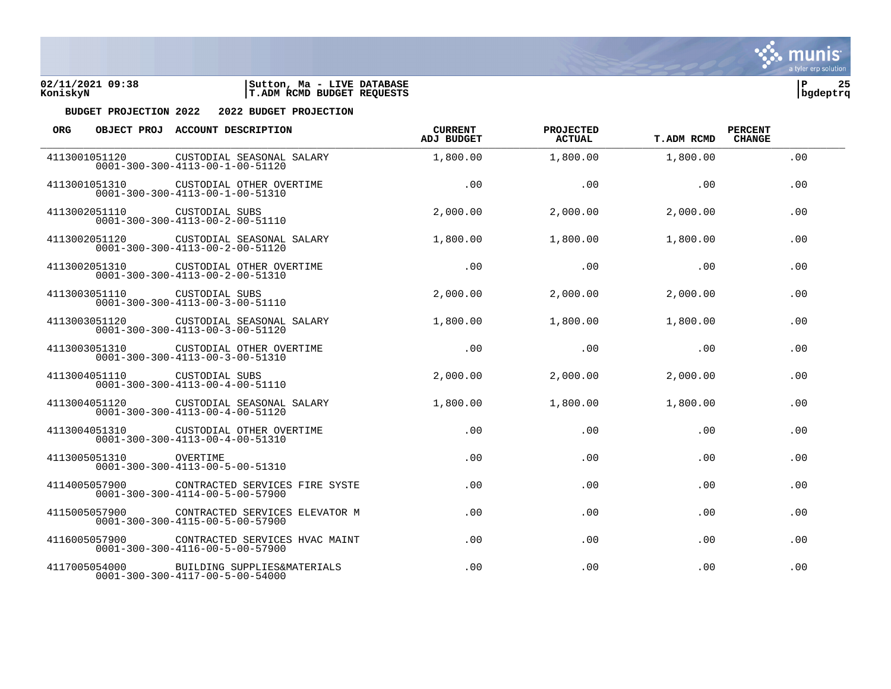**BUDGET PROJECTION 2022   2022 BUDGET PROJECTION**

| ORG | OBJECT PROJ | ACCOUNT DESCRIPTION | CURRENT ADJ BUDGET | PROJECTED ACTUAL | T.ADM RCMD | PERCENT CHANGE |
|---|---|---|---|---|---|---|
| 4113001051120 | 0001-300-300-4113-00-1-00-51120 | CUSTODIAL SEASONAL SALARY | 1,800.00 | 1,800.00 | 1,800.00 | .00 |
| 4113001051310 | 0001-300-300-4113-00-1-00-51310 | CUSTODIAL OTHER OVERTIME | .00 | .00 | .00 | .00 |
| 4113002051110 | 0001-300-300-4113-00-2-00-51110 | CUSTODIAL SUBS | 2,000.00 | 2,000.00 | 2,000.00 | .00 |
| 4113002051120 | 0001-300-300-4113-00-2-00-51120 | CUSTODIAL SEASONAL SALARY | 1,800.00 | 1,800.00 | 1,800.00 | .00 |
| 4113002051310 | 0001-300-300-4113-00-2-00-51310 | CUSTODIAL OTHER OVERTIME | .00 | .00 | .00 | .00 |
| 4113003051110 | 0001-300-300-4113-00-3-00-51110 | CUSTODIAL SUBS | 2,000.00 | 2,000.00 | 2,000.00 | .00 |
| 4113003051120 | 0001-300-300-4113-00-3-00-51120 | CUSTODIAL SEASONAL SALARY | 1,800.00 | 1,800.00 | 1,800.00 | .00 |
| 4113003051310 | 0001-300-300-4113-00-3-00-51310 | CUSTODIAL OTHER OVERTIME | .00 | .00 | .00 | .00 |
| 4113004051110 | 0001-300-300-4113-00-4-00-51110 | CUSTODIAL SUBS | 2,000.00 | 2,000.00 | 2,000.00 | .00 |
| 4113004051120 | 0001-300-300-4113-00-4-00-51120 | CUSTODIAL SEASONAL SALARY | 1,800.00 | 1,800.00 | 1,800.00 | .00 |
| 4113004051310 | 0001-300-300-4113-00-4-00-51310 | CUSTODIAL OTHER OVERTIME | .00 | .00 | .00 | .00 |
| 4113005051310 | 0001-300-300-4113-00-5-00-51310 | OVERTIME | .00 | .00 | .00 | .00 |
| 4114005057900 | 0001-300-300-4114-00-5-00-57900 | CONTRACTED SERVICES FIRE SYSTE | .00 | .00 | .00 | .00 |
| 4115005057900 | 0001-300-300-4115-00-5-00-57900 | CONTRACTED SERVICES ELEVATOR M | .00 | .00 | .00 | .00 |
| 4116005057900 | 0001-300-300-4116-00-5-00-57900 | CONTRACTED SERVICES HVAC MAINT | .00 | .00 | .00 | .00 |
| 4117005054000 | 0001-300-300-4117-00-5-00-54000 | BUILDING SUPPLIES&MATERIALS | .00 | .00 | .00 | .00 |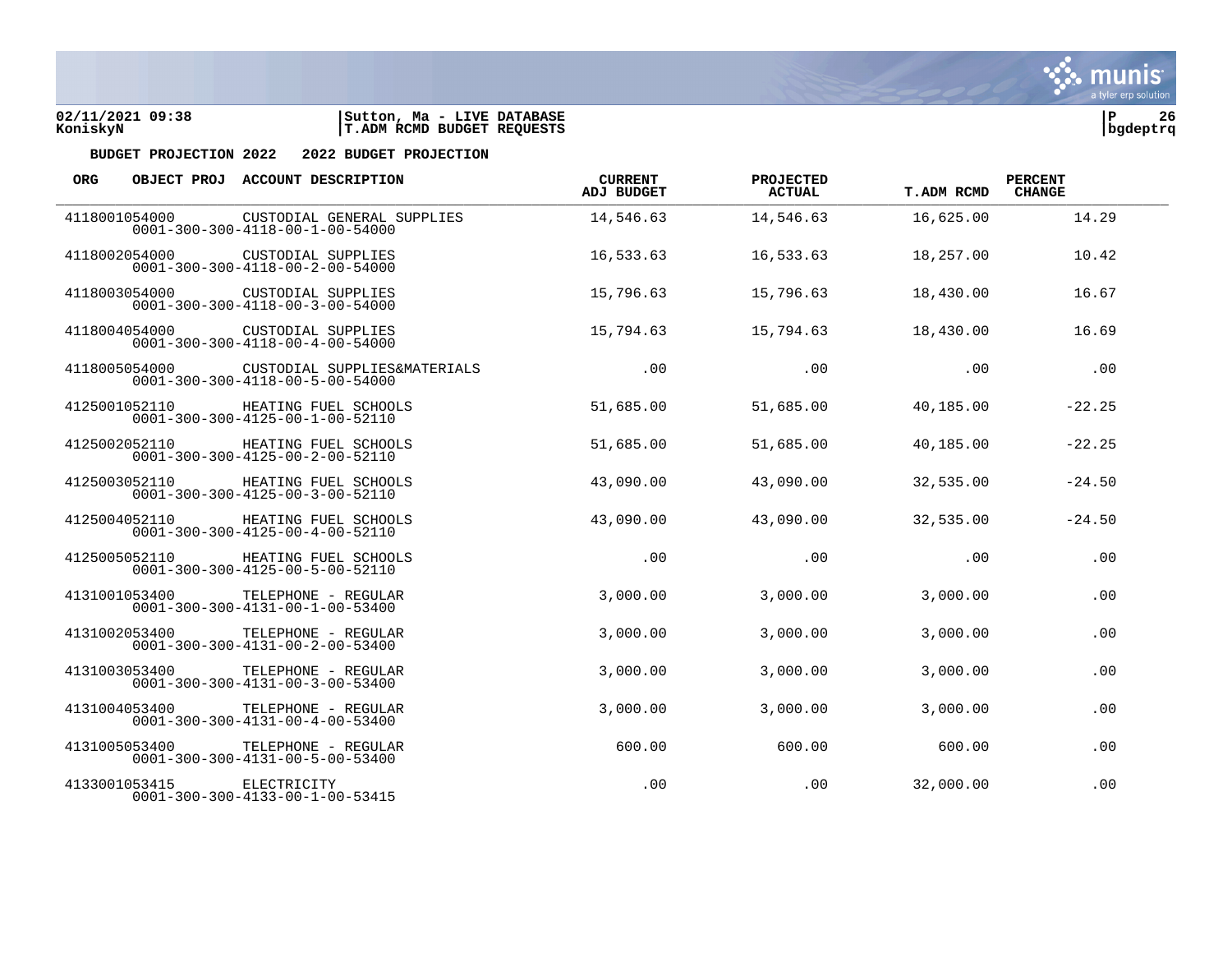**BUDGET PROJECTION 2022 2022 BUDGET PROJECTION**

| ORG | OBJECT PROJ | ACCOUNT DESCRIPTION | CURRENT ADJ BUDGET | PROJECTED ACTUAL | T.ADM RCMD | PERCENT CHANGE |
|---|---|---|---|---|---|---|
| 4118001054000 | | CUSTODIAL GENERAL SUPPLIES<br>0001-300-300-4118-00-1-00-54000 | 14,546.63 | 14,546.63 | 16,625.00 | 14.29 |
| 4118002054000 | | CUSTODIAL SUPPLIES<br>0001-300-300-4118-00-2-00-54000 | 16,533.63 | 16,533.63 | 18,257.00 | 10.42 |
| 4118003054000 | | CUSTODIAL SUPPLIES<br>0001-300-300-4118-00-3-00-54000 | 15,796.63 | 15,796.63 | 18,430.00 | 16.67 |
| 4118004054000 | | CUSTODIAL SUPPLIES<br>0001-300-300-4118-00-4-00-54000 | 15,794.63 | 15,794.63 | 18,430.00 | 16.69 |
| 4118005054000 | | CUSTODIAL SUPPLIES&MATERIALS<br>0001-300-300-4118-00-5-00-54000 | .00 | .00 | .00 | .00 |
| 4125001052110 | | HEATING FUEL SCHOOLS<br>0001-300-300-4125-00-1-00-52110 | 51,685.00 | 51,685.00 | 40,185.00 | -22.25 |
| 4125002052110 | | HEATING FUEL SCHOOLS<br>0001-300-300-4125-00-2-00-52110 | 51,685.00 | 51,685.00 | 40,185.00 | -22.25 |
| 4125003052110 | | HEATING FUEL SCHOOLS<br>0001-300-300-4125-00-3-00-52110 | 43,090.00 | 43,090.00 | 32,535.00 | -24.50 |
| 4125004052110 | | HEATING FUEL SCHOOLS<br>0001-300-300-4125-00-4-00-52110 | 43,090.00 | 43,090.00 | 32,535.00 | -24.50 |
| 4125005052110 | | HEATING FUEL SCHOOLS<br>0001-300-300-4125-00-5-00-52110 | .00 | .00 | .00 | .00 |
| 4131001053400 | | TELEPHONE - REGULAR<br>0001-300-300-4131-00-1-00-53400 | 3,000.00 | 3,000.00 | 3,000.00 | .00 |
| 4131002053400 | | TELEPHONE - REGULAR<br>0001-300-300-4131-00-2-00-53400 | 3,000.00 | 3,000.00 | 3,000.00 | .00 |
| 4131003053400 | | TELEPHONE - REGULAR<br>0001-300-300-4131-00-3-00-53400 | 3,000.00 | 3,000.00 | 3,000.00 | .00 |
| 4131004053400 | | TELEPHONE - REGULAR<br>0001-300-300-4131-00-4-00-53400 | 3,000.00 | 3,000.00 | 3,000.00 | .00 |
| 4131005053400 | | TELEPHONE - REGULAR<br>0001-300-300-4131-00-5-00-53400 | 600.00 | 600.00 | 600.00 | .00 |
| 4133001053415 | | ELECTRICITY<br>0001-300-300-4133-00-1-00-53415 | .00 | .00 | 32,000.00 | .00 |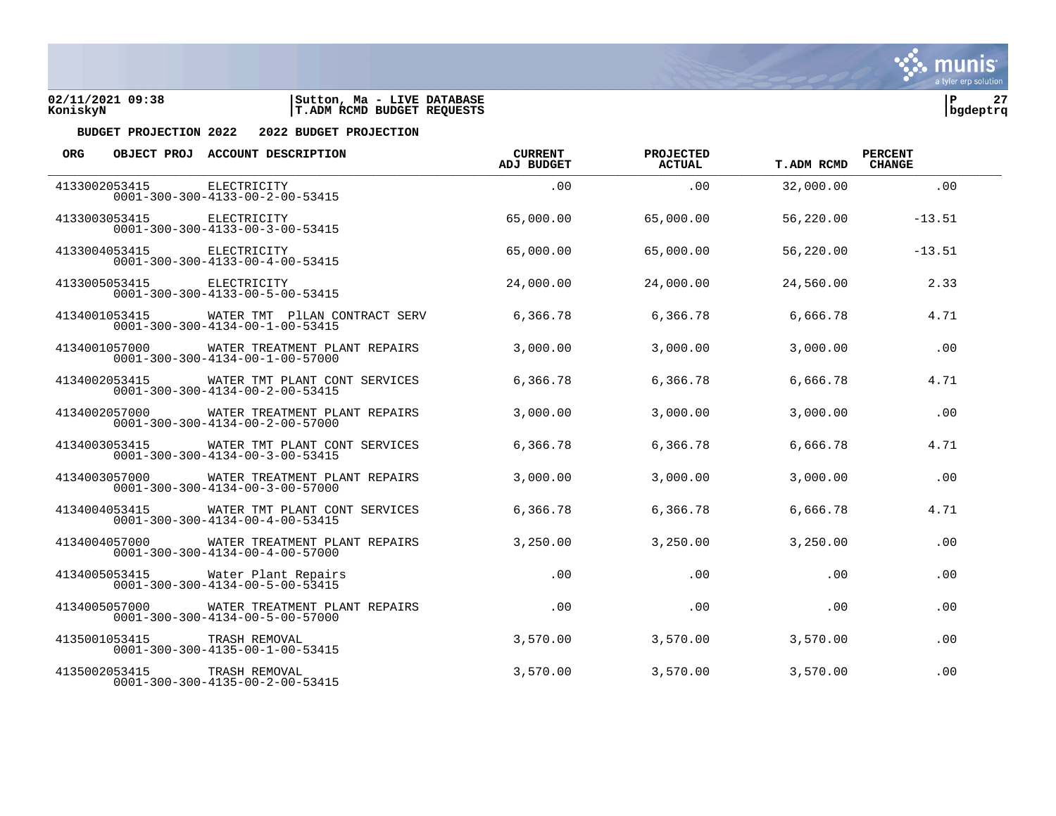02/11/2021 09:38 | Sutton, Ma - LIVE DATABASE
KoniskyN | T.ADM RCMD BUDGET REQUESTS

**BUDGET PROJECTION 2022 2022 BUDGET PROJECTION**

| ORG | OBJECT PROJ | ACCOUNT DESCRIPTION | CURRENT ADJ BUDGET | PROJECTED ACTUAL | T.ADM RCMD | PERCENT CHANGE |
|---|---|---|---|---|---|---|
| 4133002053415 | 0001-300-300-4133-00-2-00-53415 | ELECTRICITY | .00 | .00 | 32,000.00 | .00 |
| 4133003053415 | 0001-300-300-4133-00-3-00-53415 | ELECTRICITY | 65,000.00 | 65,000.00 | 56,220.00 | -13.51 |
| 4133004053415 | 0001-300-300-4133-00-4-00-53415 | ELECTRICITY | 65,000.00 | 65,000.00 | 56,220.00 | -13.51 |
| 4133005053415 | 0001-300-300-4133-00-5-00-53415 | ELECTRICITY | 24,000.00 | 24,000.00 | 24,560.00 | 2.33 |
| 4134001053415 | 0001-300-300-4134-00-1-00-53415 | WATER TMT PlLAN CONTRACT SERV | 6,366.78 | 6,366.78 | 6,666.78 | 4.71 |
| 4134001057000 | 0001-300-300-4134-00-1-00-57000 | WATER TREATMENT PLANT REPAIRS | 3,000.00 | 3,000.00 | 3,000.00 | .00 |
| 4134002053415 | 0001-300-300-4134-00-2-00-53415 | WATER TMT PLANT CONT SERVICES | 6,366.78 | 6,366.78 | 6,666.78 | 4.71 |
| 4134002057000 | 0001-300-300-4134-00-2-00-57000 | WATER TREATMENT PLANT REPAIRS | 3,000.00 | 3,000.00 | 3,000.00 | .00 |
| 4134003053415 | 0001-300-300-4134-00-3-00-53415 | WATER TMT PLANT CONT SERVICES | 6,366.78 | 6,366.78 | 6,666.78 | 4.71 |
| 4134003057000 | 0001-300-300-4134-00-3-00-57000 | WATER TREATMENT PLANT REPAIRS | 3,000.00 | 3,000.00 | 3,000.00 | .00 |
| 4134004053415 | 0001-300-300-4134-00-4-00-53415 | WATER TMT PLANT CONT SERVICES | 6,366.78 | 6,366.78 | 6,666.78 | 4.71 |
| 4134004057000 | 0001-300-300-4134-00-4-00-57000 | WATER TREATMENT PLANT REPAIRS | 3,250.00 | 3,250.00 | 3,250.00 | .00 |
| 4134005053415 | 0001-300-300-4134-00-5-00-53415 | Water Plant Repairs | .00 | .00 | .00 | .00 |
| 4134005057000 | 0001-300-300-4134-00-5-00-57000 | WATER TREATMENT PLANT REPAIRS | .00 | .00 | .00 | .00 |
| 4135001053415 | 0001-300-300-4135-00-1-00-53415 | TRASH REMOVAL | 3,570.00 | 3,570.00 | 3,570.00 | .00 |
| 4135002053415 | 0001-300-300-4135-00-2-00-53415 | TRASH REMOVAL | 3,570.00 | 3,570.00 | 3,570.00 | .00 |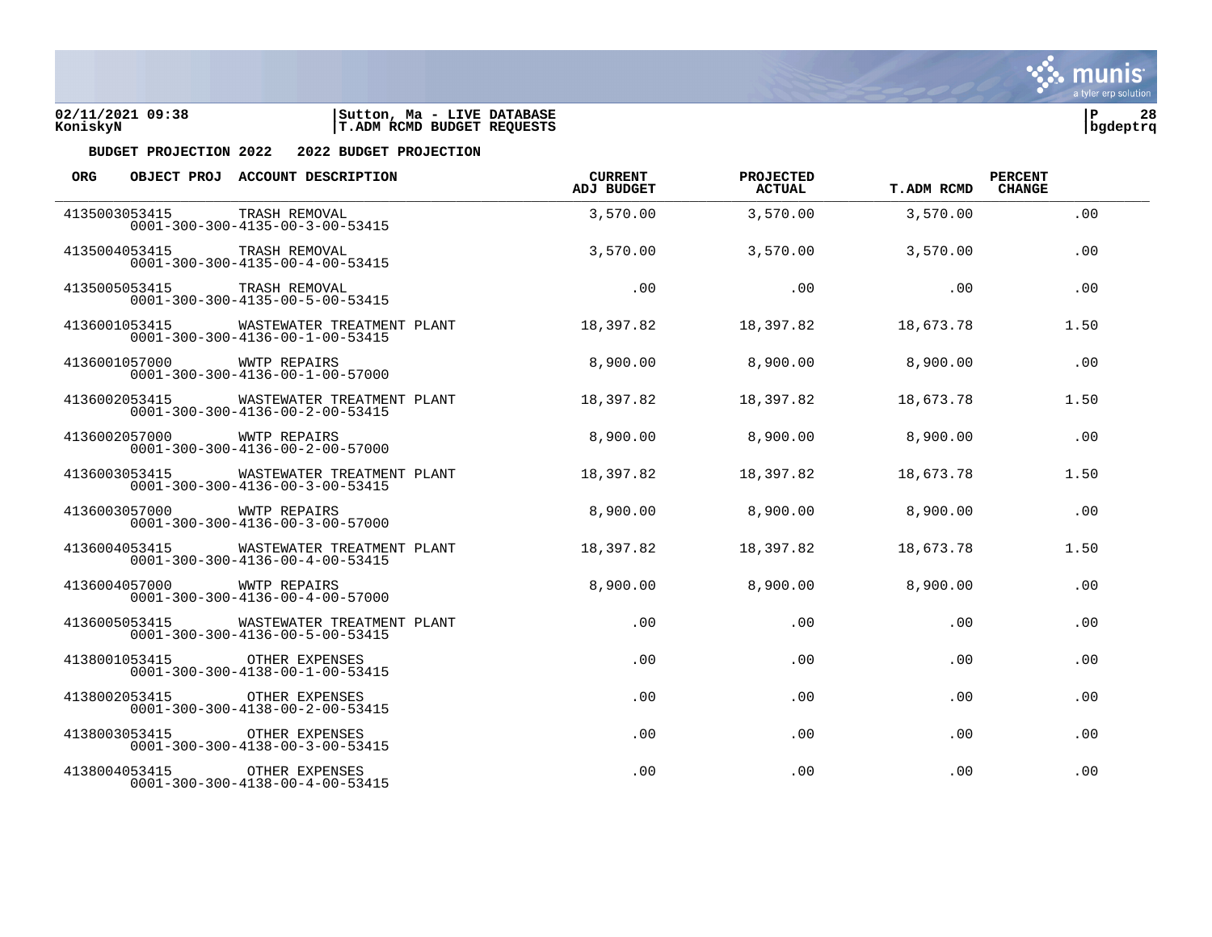**BUDGET PROJECTION 2022 2022 BUDGET PROJECTION**

| ORG | OBJECT PROJ | ACCOUNT DESCRIPTION | CURRENT ADJ BUDGET | PROJECTED ACTUAL | T.ADM RCMD | PERCENT CHANGE |
|---|---|---|---|---|---|---|
| 4135003053415 | | TRASH REMOVAL<br>0001-300-300-4135-00-3-00-53415 | 3,570.00 | 3,570.00 | 3,570.00 | .00 |
| 4135004053415 | | TRASH REMOVAL<br>0001-300-300-4135-00-4-00-53415 | 3,570.00 | 3,570.00 | 3,570.00 | .00 |
| 4135005053415 | | TRASH REMOVAL<br>0001-300-300-4135-00-5-00-53415 | .00 | .00 | .00 | .00 |
| 4136001053415 | | WASTEWATER TREATMENT PLANT<br>0001-300-300-4136-00-1-00-53415 | 18,397.82 | 18,397.82 | 18,673.78 | 1.50 |
| 4136001057000 | | WWTP REPAIRS<br>0001-300-300-4136-00-1-00-57000 | 8,900.00 | 8,900.00 | 8,900.00 | .00 |
| 4136002053415 | | WASTEWATER TREATMENT PLANT<br>0001-300-300-4136-00-2-00-53415 | 18,397.82 | 18,397.82 | 18,673.78 | 1.50 |
| 4136002057000 | | WWTP REPAIRS<br>0001-300-300-4136-00-2-00-57000 | 8,900.00 | 8,900.00 | 8,900.00 | .00 |
| 4136003053415 | | WASTEWATER TREATMENT PLANT<br>0001-300-300-4136-00-3-00-53415 | 18,397.82 | 18,397.82 | 18,673.78 | 1.50 |
| 4136003057000 | | WWTP REPAIRS<br>0001-300-300-4136-00-3-00-57000 | 8,900.00 | 8,900.00 | 8,900.00 | .00 |
| 4136004053415 | | WASTEWATER TREATMENT PLANT<br>0001-300-300-4136-00-4-00-53415 | 18,397.82 | 18,397.82 | 18,673.78 | 1.50 |
| 4136004057000 | | WWTP REPAIRS<br>0001-300-300-4136-00-4-00-57000 | 8,900.00 | 8,900.00 | 8,900.00 | .00 |
| 4136005053415 | | WASTEWATER TREATMENT PLANT<br>0001-300-300-4136-00-5-00-53415 | .00 | .00 | .00 | .00 |
| 4138001053415 | | OTHER EXPENSES<br>0001-300-300-4138-00-1-00-53415 | .00 | .00 | .00 | .00 |
| 4138002053415 | | OTHER EXPENSES<br>0001-300-300-4138-00-2-00-53415 | .00 | .00 | .00 | .00 |
| 4138003053415 | | OTHER EXPENSES<br>0001-300-300-4138-00-3-00-53415 | .00 | .00 | .00 | .00 |
| 4138004053415 | | OTHER EXPENSES<br>0001-300-300-4138-00-4-00-53415 | .00 | .00 | .00 | .00 |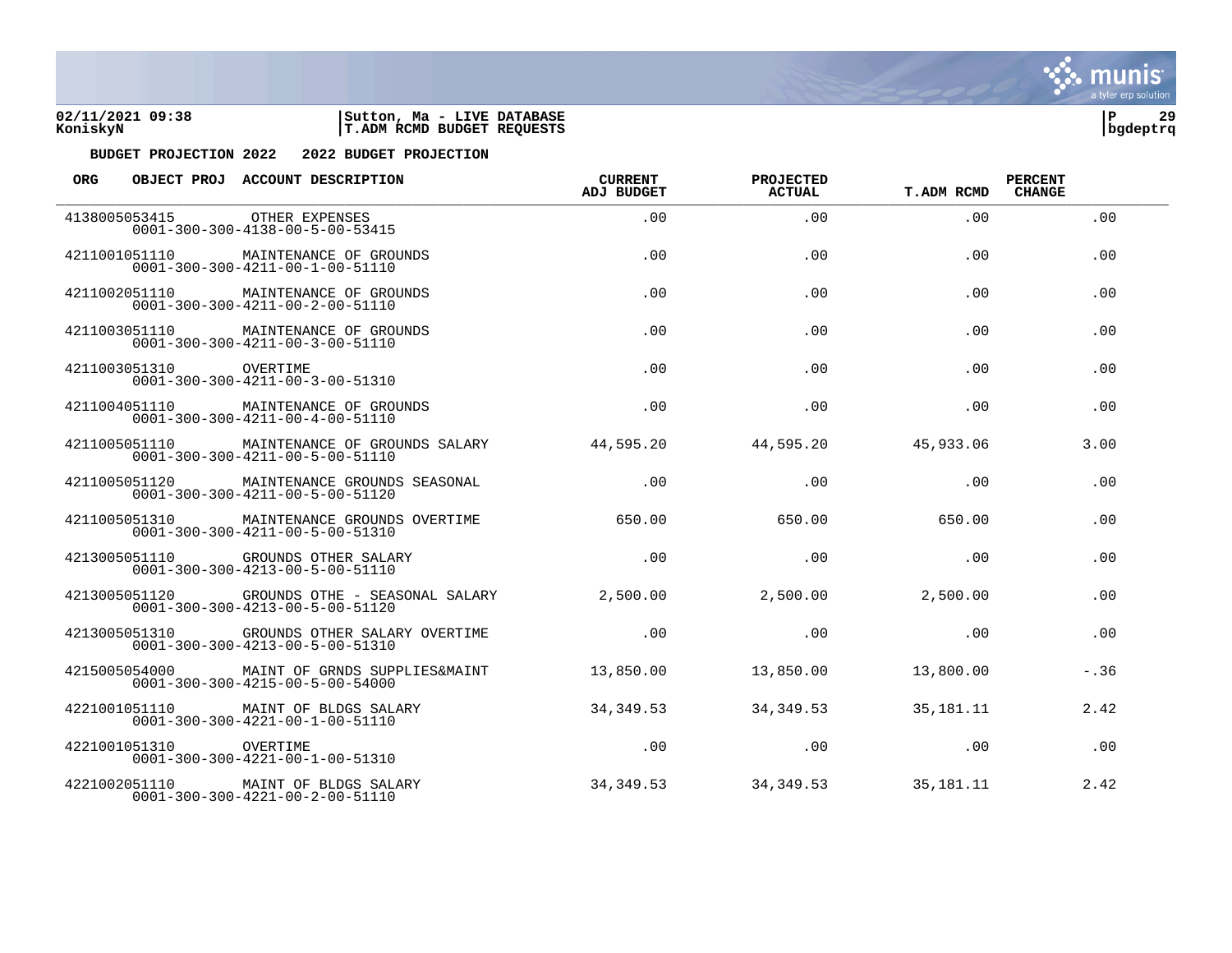**BUDGET PROJECTION 2022 2022 BUDGET PROJECTION**

| ORG | OBJECT PROJ ACCOUNT DESCRIPTION | CURRENT ADJ BUDGET | PROJECTED ACTUAL | T.ADM RCMD | PERCENT CHANGE |
|---|---|---|---|---|---|
| 4138005053415 | OTHER EXPENSES<br>0001-300-300-4138-00-5-00-53415 | .00 | .00 | .00 | .00 |
| 4211001051110 | MAINTENANCE OF GROUNDS<br>0001-300-300-4211-00-1-00-51110 | .00 | .00 | .00 | .00 |
| 4211002051110 | MAINTENANCE OF GROUNDS<br>0001-300-300-4211-00-2-00-51110 | .00 | .00 | .00 | .00 |
| 4211003051110 | MAINTENANCE OF GROUNDS<br>0001-300-300-4211-00-3-00-51110 | .00 | .00 | .00 | .00 |
| 4211003051310 | OVERTIME<br>0001-300-300-4211-00-3-00-51310 | .00 | .00 | .00 | .00 |
| 4211004051110 | MAINTENANCE OF GROUNDS<br>0001-300-300-4211-00-4-00-51110 | .00 | .00 | .00 | .00 |
| 4211005051110 | MAINTENANCE OF GROUNDS SALARY<br>0001-300-300-4211-00-5-00-51110 | 44,595.20 | 44,595.20 | 45,933.06 | 3.00 |
| 4211005051120 | MAINTENANCE GROUNDS SEASONAL<br>0001-300-300-4211-00-5-00-51120 | .00 | .00 | .00 | .00 |
| 4211005051310 | MAINTENANCE GROUNDS OVERTIME<br>0001-300-300-4211-00-5-00-51310 | 650.00 | 650.00 | 650.00 | .00 |
| 4213005051110 | GROUNDS OTHER SALARY<br>0001-300-300-4213-00-5-00-51110 | .00 | .00 | .00 | .00 |
| 4213005051120 | GROUNDS OTHE - SEASONAL SALARY<br>0001-300-300-4213-00-5-00-51120 | 2,500.00 | 2,500.00 | 2,500.00 | .00 |
| 4213005051310 | GROUNDS OTHER SALARY OVERTIME<br>0001-300-300-4213-00-5-00-51310 | .00 | .00 | .00 | .00 |
| 4215005054000 | MAINT OF GRNDS SUPPLIES&MAINT<br>0001-300-300-4215-00-5-00-54000 | 13,850.00 | 13,850.00 | 13,800.00 | -.36 |
| 4221001051110 | MAINT OF BLDGS SALARY<br>0001-300-300-4221-00-1-00-51110 | 34,349.53 | 34,349.53 | 35,181.11 | 2.42 |
| 4221001051310 | OVERTIME<br>0001-300-300-4221-00-1-00-51310 | .00 | .00 | .00 | .00 |
| 4221002051110 | MAINT OF BLDGS SALARY<br>0001-300-300-4221-00-2-00-51110 | 34,349.53 | 34,349.53 | 35,181.11 | 2.42 |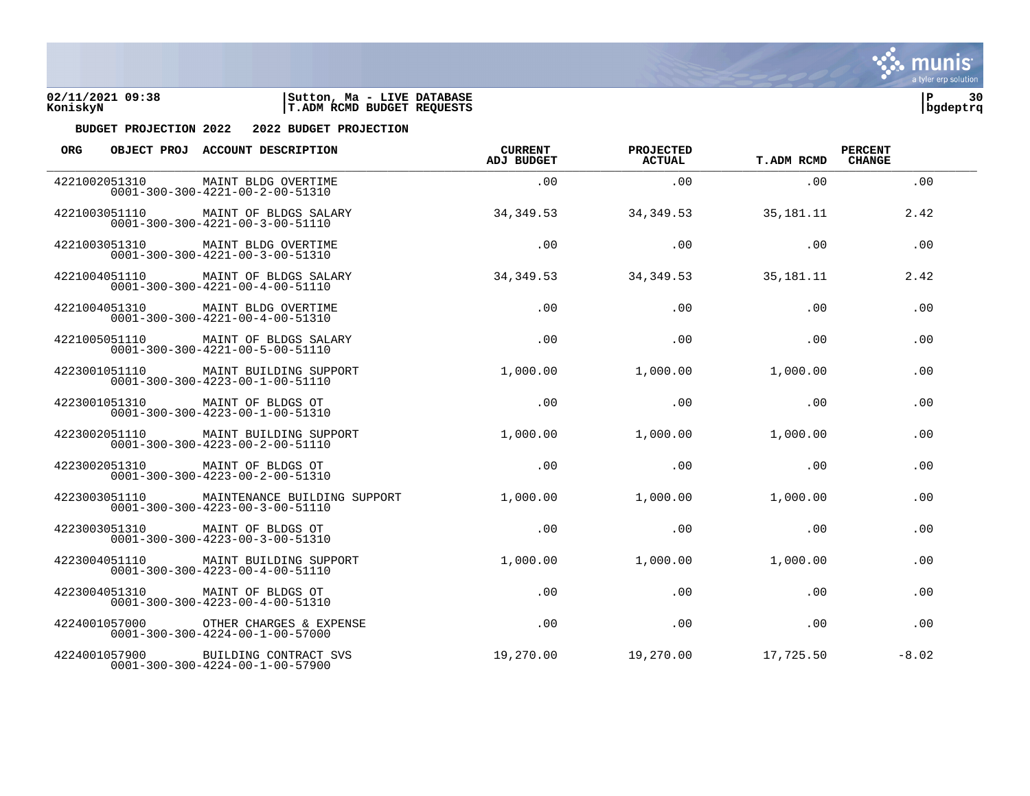**BUDGET PROJECTION 2022 2022 BUDGET PROJECTION**

| ORG | OBJECT PROJ | ACCOUNT DESCRIPTION | CURRENT ADJ BUDGET | PROJECTED ACTUAL | T.ADM RCMD | PERCENT CHANGE |
|---|---|---|---|---|---|---|
| 4221002051310 | 0001-300-300-4221-00-2-00-51310 | MAINT BLDG OVERTIME | .00 | .00 | .00 | .00 |
| 4221003051110 | 0001-300-300-4221-00-3-00-51110 | MAINT OF BLDGS SALARY | 34,349.53 | 34,349.53 | 35,181.11 | 2.42 |
| 4221003051310 | 0001-300-300-4221-00-3-00-51310 | MAINT BLDG OVERTIME | .00 | .00 | .00 | .00 |
| 4221004051110 | 0001-300-300-4221-00-4-00-51110 | MAINT OF BLDGS SALARY | 34,349.53 | 34,349.53 | 35,181.11 | 2.42 |
| 4221004051310 | 0001-300-300-4221-00-4-00-51310 | MAINT BLDG OVERTIME | .00 | .00 | .00 | .00 |
| 4221005051110 | 0001-300-300-4221-00-5-00-51110 | MAINT OF BLDGS SALARY | .00 | .00 | .00 | .00 |
| 4223001051110 | 0001-300-300-4223-00-1-00-51110 | MAINT BUILDING SUPPORT | 1,000.00 | 1,000.00 | 1,000.00 | .00 |
| 4223001051310 | 0001-300-300-4223-00-1-00-51310 | MAINT OF BLDGS OT | .00 | .00 | .00 | .00 |
| 4223002051110 | 0001-300-300-4223-00-2-00-51110 | MAINT BUILDING SUPPORT | 1,000.00 | 1,000.00 | 1,000.00 | .00 |
| 4223002051310 | 0001-300-300-4223-00-2-00-51310 | MAINT OF BLDGS OT | .00 | .00 | .00 | .00 |
| 4223003051110 | 0001-300-300-4223-00-3-00-51110 | MAINTENANCE BUILDING SUPPORT | 1,000.00 | 1,000.00 | 1,000.00 | .00 |
| 4223003051310 | 0001-300-300-4223-00-3-00-51310 | MAINT OF BLDGS OT | .00 | .00 | .00 | .00 |
| 4223004051110 | 0001-300-300-4223-00-4-00-51110 | MAINT BUILDING SUPPORT | 1,000.00 | 1,000.00 | 1,000.00 | .00 |
| 4223004051310 | 0001-300-300-4223-00-4-00-51310 | MAINT OF BLDGS OT | .00 | .00 | .00 | .00 |
| 4224001057000 | 0001-300-300-4224-00-1-00-57000 | OTHER CHARGES & EXPENSE | .00 | .00 | .00 | .00 |
| 4224001057900 | 0001-300-300-4224-00-1-00-57900 | BUILDING CONTRACT SVS | 19,270.00 | 19,270.00 | 17,725.50 | -8.02 |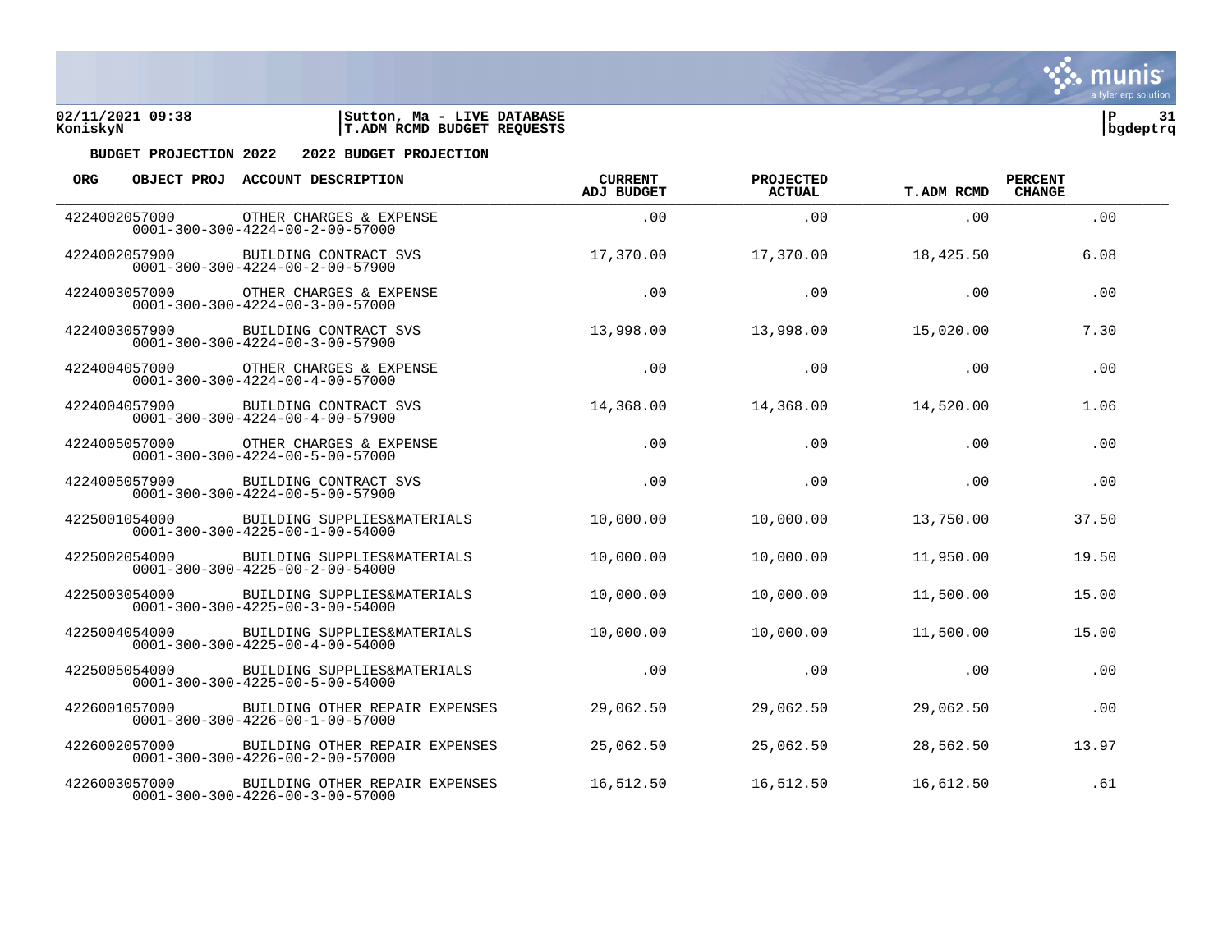02/11/2021 09:38 | Sutton, Ma - LIVE DATABASE
KoniskyN | T.ADM RCMD BUDGET REQUESTS

**BUDGET PROJECTION 2022 2022 BUDGET PROJECTION**

| ORG | OBJECT PROJ | ACCOUNT DESCRIPTION | CURRENT ADJ BUDGET | PROJECTED ACTUAL | T.ADM RCMD | PERCENT CHANGE |
|---|---|---|---|---|---|---|
| 4224002057000 | | OTHER CHARGES & EXPENSE<br>0001-300-300-4224-00-2-00-57000 | .00 | .00 | .00 | .00 |
| 4224002057900 | | BUILDING CONTRACT SVS<br>0001-300-300-4224-00-2-00-57900 | 17,370.00 | 17,370.00 | 18,425.50 | 6.08 |
| 4224003057000 | | OTHER CHARGES & EXPENSE<br>0001-300-300-4224-00-3-00-57000 | .00 | .00 | .00 | .00 |
| 4224003057900 | | BUILDING CONTRACT SVS<br>0001-300-300-4224-00-3-00-57900 | 13,998.00 | 13,998.00 | 15,020.00 | 7.30 |
| 4224004057000 | | OTHER CHARGES & EXPENSE<br>0001-300-300-4224-00-4-00-57000 | .00 | .00 | .00 | .00 |
| 4224004057900 | | BUILDING CONTRACT SVS<br>0001-300-300-4224-00-4-00-57900 | 14,368.00 | 14,368.00 | 14,520.00 | 1.06 |
| 4224005057000 | | OTHER CHARGES & EXPENSE<br>0001-300-300-4224-00-5-00-57000 | .00 | .00 | .00 | .00 |
| 4224005057900 | | BUILDING CONTRACT SVS<br>0001-300-300-4224-00-5-00-57900 | .00 | .00 | .00 | .00 |
| 4225001054000 | | BUILDING SUPPLIES&MATERIALS<br>0001-300-300-4225-00-1-00-54000 | 10,000.00 | 10,000.00 | 13,750.00 | 37.50 |
| 4225002054000 | | BUILDING SUPPLIES&MATERIALS<br>0001-300-300-4225-00-2-00-54000 | 10,000.00 | 10,000.00 | 11,950.00 | 19.50 |
| 4225003054000 | | BUILDING SUPPLIES&MATERIALS<br>0001-300-300-4225-00-3-00-54000 | 10,000.00 | 10,000.00 | 11,500.00 | 15.00 |
| 4225004054000 | | BUILDING SUPPLIES&MATERIALS<br>0001-300-300-4225-00-4-00-54000 | 10,000.00 | 10,000.00 | 11,500.00 | 15.00 |
| 4225005054000 | | BUILDING SUPPLIES&MATERIALS<br>0001-300-300-4225-00-5-00-54000 | .00 | .00 | .00 | .00 |
| 4226001057000 | | BUILDING OTHER REPAIR EXPENSES<br>0001-300-300-4226-00-1-00-57000 | 29,062.50 | 29,062.50 | 29,062.50 | .00 |
| 4226002057000 | | BUILDING OTHER REPAIR EXPENSES<br>0001-300-300-4226-00-2-00-57000 | 25,062.50 | 25,062.50 | 28,562.50 | 13.97 |
| 4226003057000 | | BUILDING OTHER REPAIR EXPENSES<br>0001-300-300-4226-00-3-00-57000 | 16,512.50 | 16,512.50 | 16,612.50 | .61 |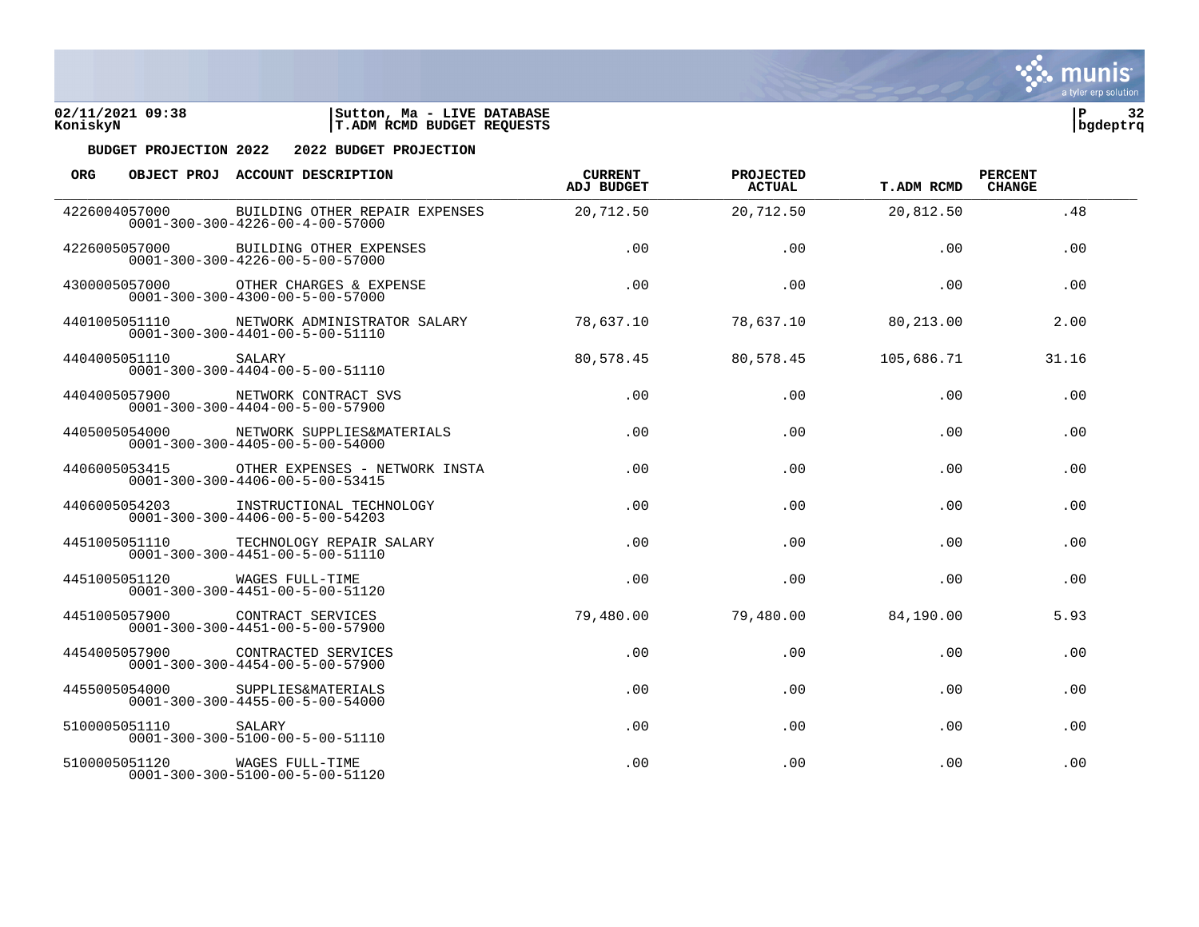02/11/2021 09:38 | Sutton, Ma - LIVE DATABASE
KoniskyN | T.ADM RCMD BUDGET REQUESTS | bgdeptrq

**BUDGET PROJECTION 2022 2022 BUDGET PROJECTION**

| ORG OBJECT PROJ | ACCOUNT DESCRIPTION | CURRENT ADJ BUDGET | PROJECTED ACTUAL | T.ADM RCMD | PERCENT CHANGE |
|---|---|---|---|---|---|
| 4226004057000<br>0001-300-300-4226-00-4-00-57000 | BUILDING OTHER REPAIR EXPENSES | 20,712.50 | 20,712.50 | 20,812.50 | .48 |
| 4226005057000<br>0001-300-300-4226-00-5-00-57000 | BUILDING OTHER EXPENSES | .00 | .00 | .00 | .00 |
| 4300005057000<br>0001-300-300-4300-00-5-00-57000 | OTHER CHARGES & EXPENSE | .00 | .00 | .00 | .00 |
| 4401005051110<br>0001-300-300-4401-00-5-00-51110 | NETWORK ADMINISTRATOR SALARY | 78,637.10 | 78,637.10 | 80,213.00 | 2.00 |
| 4404005051110<br>0001-300-300-4404-00-5-00-51110 | SALARY | 80,578.45 | 80,578.45 | 105,686.71 | 31.16 |
| 4404005057900<br>0001-300-300-4404-00-5-00-57900 | NETWORK CONTRACT SVS | .00 | .00 | .00 | .00 |
| 4405005054000<br>0001-300-300-4405-00-5-00-54000 | NETWORK SUPPLIES&MATERIALS | .00 | .00 | .00 | .00 |
| 4406005053415<br>0001-300-300-4406-00-5-00-53415 | OTHER EXPENSES - NETWORK INSTA | .00 | .00 | .00 | .00 |
| 4406005054203<br>0001-300-300-4406-00-5-00-54203 | INSTRUCTIONAL TECHNOLOGY | .00 | .00 | .00 | .00 |
| 4451005051110<br>0001-300-300-4451-00-5-00-51110 | TECHNOLOGY REPAIR SALARY | .00 | .00 | .00 | .00 |
| 4451005051120<br>0001-300-300-4451-00-5-00-51120 | WAGES FULL-TIME | .00 | .00 | .00 | .00 |
| 4451005057900<br>0001-300-300-4451-00-5-00-57900 | CONTRACT SERVICES | 79,480.00 | 79,480.00 | 84,190.00 | 5.93 |
| 4454005057900<br>0001-300-300-4454-00-5-00-57900 | CONTRACTED SERVICES | .00 | .00 | .00 | .00 |
| 4455005054000<br>0001-300-300-4455-00-5-00-54000 | SUPPLIES&MATERIALS | .00 | .00 | .00 | .00 |
| 5100005051110<br>0001-300-300-5100-00-5-00-51110 | SALARY | .00 | .00 | .00 | .00 |
| 5100005051120<br>0001-300-300-5100-00-5-00-51120 | WAGES FULL-TIME | .00 | .00 | .00 | .00 |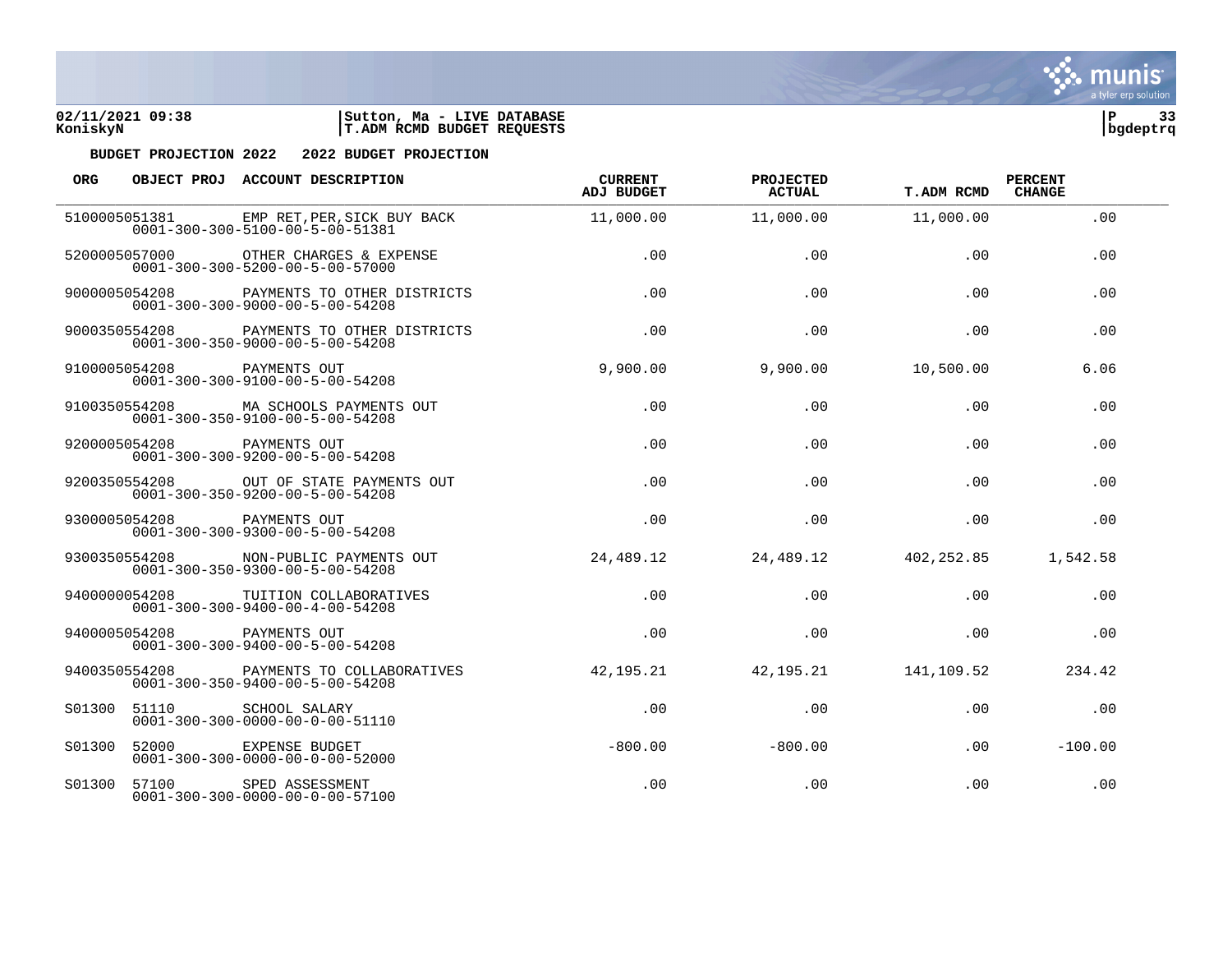**02/11/2021 09:38** | **Sutton, Ma - LIVE DATABASE** | **P 33**
**KoniskyN** | **T.ADM RCMD BUDGET REQUESTS** | **bgdeptrq**

**BUDGET PROJECTION 2022   2022 BUDGET PROJECTION**

| ORG | OBJECT PROJ | ACCOUNT DESCRIPTION | CURRENT ADJ BUDGET | PROJECTED ACTUAL | T.ADM RCMD | PERCENT CHANGE |
|---|---|---|---|---|---|---|
| 5100005051381 | | EMP RET,PER,SICK BUY BACK<br>0001-300-300-5100-00-5-00-51381 | 11,000.00 | 11,000.00 | 11,000.00 | .00 |
| 5200005057000 | | OTHER CHARGES & EXPENSE<br>0001-300-300-5200-00-5-00-57000 | .00 | .00 | .00 | .00 |
| 9000005054208 | | PAYMENTS TO OTHER DISTRICTS<br>0001-300-300-9000-00-5-00-54208 | .00 | .00 | .00 | .00 |
| 9000350554208 | | PAYMENTS TO OTHER DISTRICTS<br>0001-300-350-9000-00-5-00-54208 | .00 | .00 | .00 | .00 |
| 9100005054208 | | PAYMENTS OUT<br>0001-300-300-9100-00-5-00-54208 | 9,900.00 | 9,900.00 | 10,500.00 | 6.06 |
| 9100350554208 | | MA SCHOOLS PAYMENTS OUT<br>0001-300-350-9100-00-5-00-54208 | .00 | .00 | .00 | .00 |
| 9200005054208 | | PAYMENTS OUT<br>0001-300-300-9200-00-5-00-54208 | .00 | .00 | .00 | .00 |
| 9200350554208 | | OUT OF STATE PAYMENTS OUT<br>0001-300-350-9200-00-5-00-54208 | .00 | .00 | .00 | .00 |
| 9300005054208 | | PAYMENTS OUT<br>0001-300-300-9300-00-5-00-54208 | .00 | .00 | .00 | .00 |
| 9300350554208 | | NON-PUBLIC PAYMENTS OUT<br>0001-300-350-9300-00-5-00-54208 | 24,489.12 | 24,489.12 | 402,252.85 | 1,542.58 |
| 9400000054208 | | TUITION COLLABORATIVES<br>0001-300-300-9400-00-4-00-54208 | .00 | .00 | .00 | .00 |
| 9400005054208 | | PAYMENTS OUT<br>0001-300-300-9400-00-5-00-54208 | .00 | .00 | .00 | .00 |
| 9400350554208 | | PAYMENTS TO COLLABORATIVES<br>0001-300-350-9400-00-5-00-54208 | 42,195.21 | 42,195.21 | 141,109.52 | 234.42 |
| S01300 | 51110 | SCHOOL SALARY<br>0001-300-300-0000-00-0-00-51110 | .00 | .00 | .00 | .00 |
| S01300 | 52000 | EXPENSE BUDGET<br>0001-300-300-0000-00-0-00-52000 | -800.00 | -800.00 | .00 | -100.00 |
| S01300 | 57100 | SPED ASSESSMENT<br>0001-300-300-0000-00-0-00-57100 | .00 | .00 | .00 | .00 |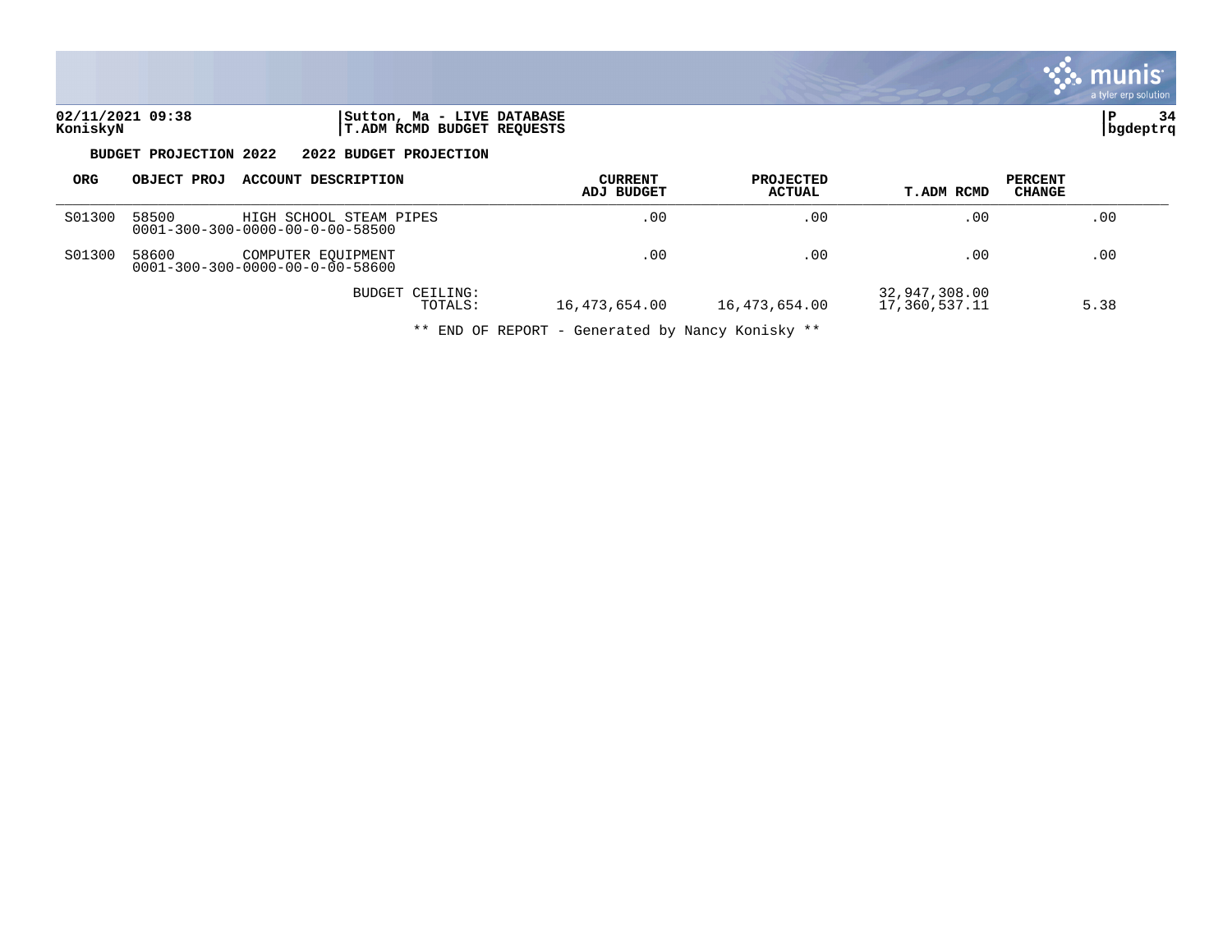**BUDGET PROJECTION 2022 2022 BUDGET PROJECTION**

| ORG | OBJECT PROJ | ACCOUNT DESCRIPTION | CURRENT ADJ BUDGET | PROJECTED ACTUAL | T.ADM RCMD | PERCENT CHANGE |
|---|---|---|---|---|---|---|
| S01300 | 58500 | HIGH SCHOOL STEAM PIPES<br>0001-300-300-0000-00-0-00-58500 | .00 | .00 | .00 | .00 |
| S01300 | 58600 | COMPUTER EQUIPMENT<br>0001-300-300-0000-00-0-00-58600 | .00 | .00 | .00 | .00 |
| | | BUDGET CEILING: | | | 32,947,308.00 | |
| | | TOTALS: | 16,473,654.00 | 16,473,654.00 | 17,360,537.11 | 5.38 |

** END OF REPORT - Generated by Nancy Konisky **